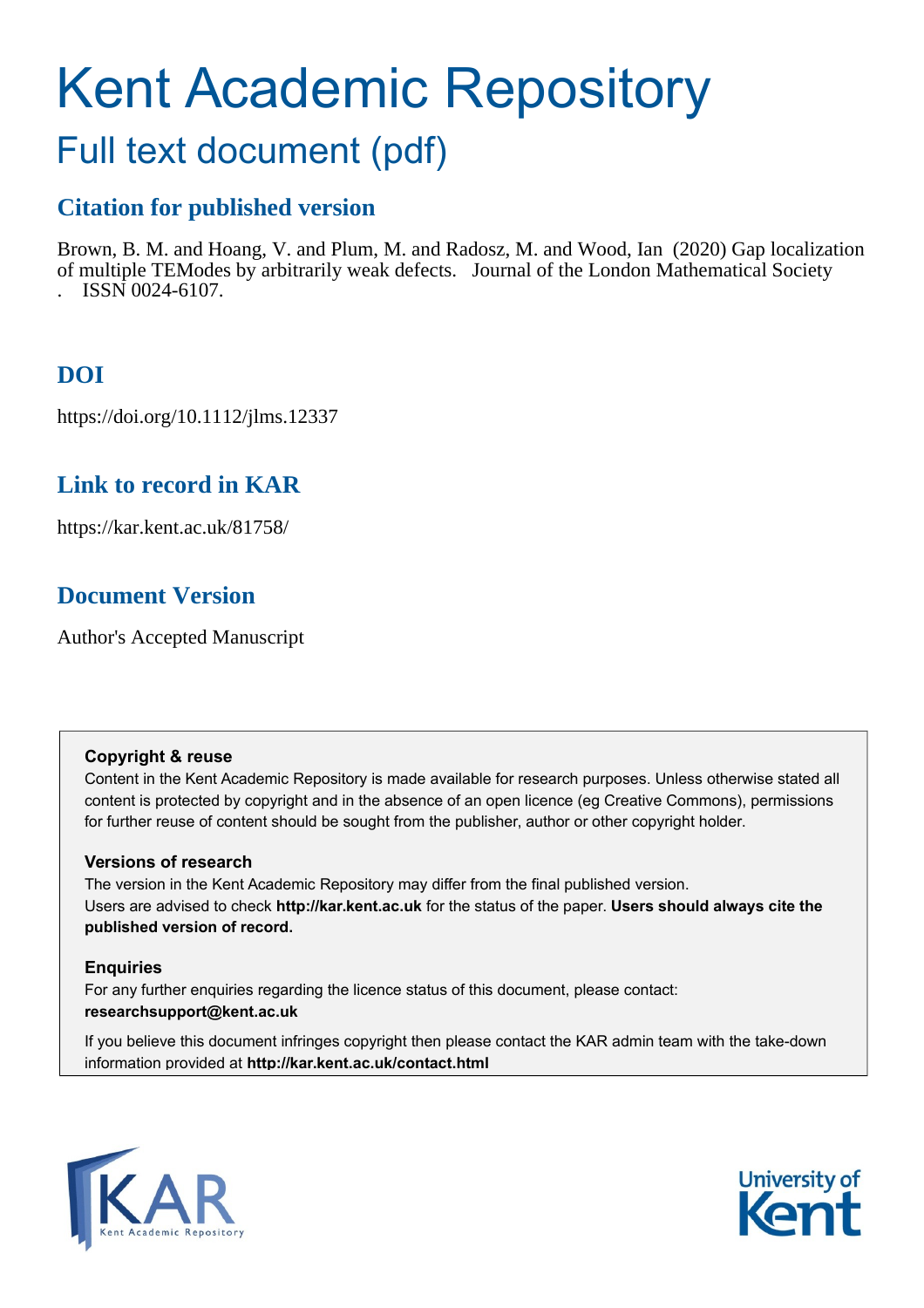# Kent Academic Repository

## Full text document (pdf)

### Citation for published version

Brown, B. M. and Hoang, V. and Plum, M. and Radosz, M. and Wood, Ian (2020) Gap localization of multiple TEModes by arbitrarily weak defects. Journal of the London Mathematical Society . ISSN 0024-6107.

### DOI

https://doi.org/10.1112/jlms.12337

### Link to record in KAR

https://kar.kent.ac.uk/81758/

### Document Version

Author's Accepted Manuscript

**Copyright & reuse**

Content in the Kent Academic Repository is made available for research purposes. Unless otherwise stated all content is protected by copyright and in the absence of an open licence (eg Creative Commons), permissions for further reuse of content should be sought from the publisher, author or other copyright holder.

**Versions of research**

The version in the Kent Academic Repository may differ from the final published version. Users are advised to check **http://kar.kent.ac.uk** for the status of the paper. **Users should always cite the published version of record.**

**Enquiries**

For any further enquiries regarding the licence status of this document, please contact: **researchsupport@kent.ac.uk**

If you believe this document infringes copyright then please contact the KAR admin team with the take-down information provided at **http://kar.kent.ac.uk/contact.html**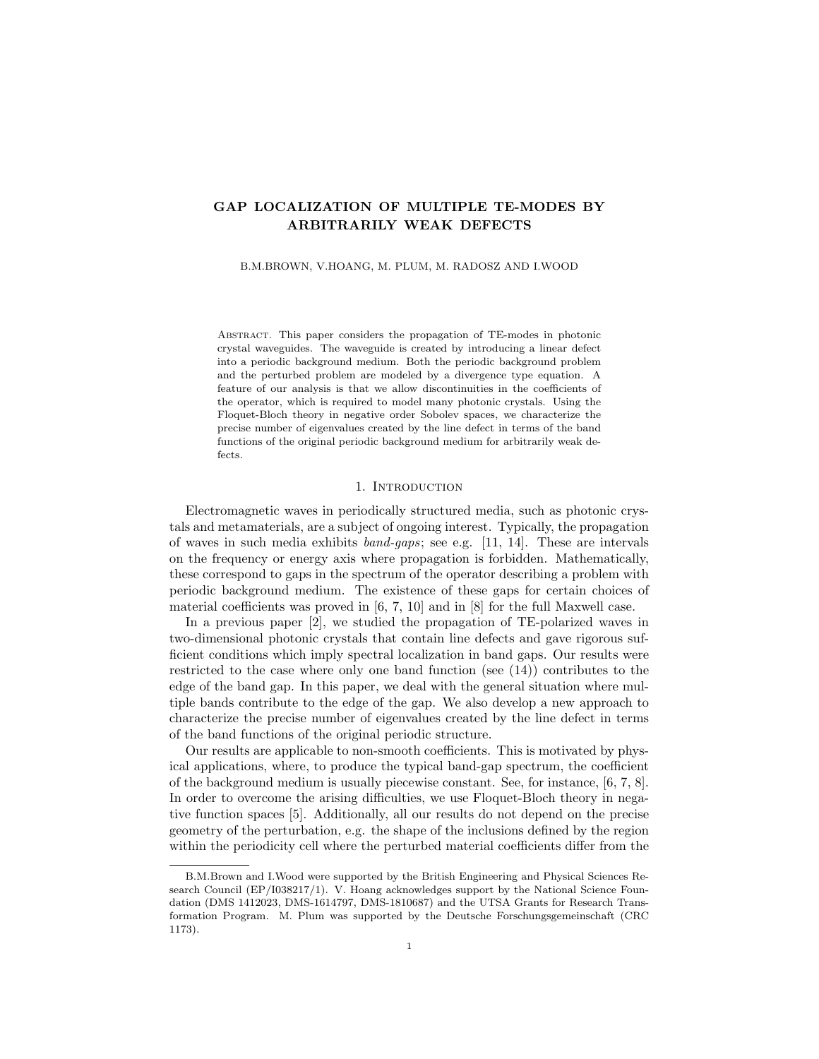# GAP LOCALIZATION OF MULTIPLE TE-MODES BY ARBITRARILY WEAK DEFECTS

B.M.BROWN, V.HOANG, M. PLUM, M. RADOSZ AND I.WOOD

Abstract. This paper considers the propagation of TE-modes in photonic crystal waveguides. The waveguide is created by introducing a linear defect into a periodic background medium. Both the periodic background problem and the perturbed problem are modeled by a divergence type equation. A feature of our analysis is that we allow discontinuities in the coefficients of the operator, which is required to model many photonic crystals. Using the Floquet-Bloch theory in negative order Sobolev spaces, we characterize the precise number of eigenvalues created by the line defect in terms of the band functions of the original periodic background medium for arbitrarily weak defects.

## 1. Introduction

Electromagnetic waves in periodically structured media, such as photonic crystals and metamaterials, are a subject of ongoing interest. Typically, the propagation of waves in such media exhibits *band-gaps*; see e.g. [11, 14]. These are intervals on the frequency or energy axis where propagation is forbidden. Mathematically, these correspond to gaps in the spectrum of the operator describing a problem with periodic background medium. The existence of these gaps for certain choices of material coefficients was proved in [6, 7, 10] and in [8] for the full Maxwell case.

In a previous paper [2], we studied the propagation of TE-polarized waves in two-dimensional photonic crystals that contain line defects and gave rigorous sufficient conditions which imply spectral localization in band gaps. Our results were restricted to the case where only one band function (see (14)) contributes to the edge of the band gap. In this paper, we deal with the general situation where multiple bands contribute to the edge of the gap. We also develop a new approach to characterize the precise number of eigenvalues created by the line defect in terms of the band functions of the original periodic structure.

Our results are applicable to non-smooth coefficients. This is motivated by physical applications, where, to produce the typical band-gap spectrum, the coefficient of the background medium is usually piecewise constant. See, for instance, [6, 7, 8]. In order to overcome the arising difficulties, we use Floquet-Bloch theory in negative function spaces [5]. Additionally, all our results do not depend on the precise geometry of the perturbation, e.g. the shape of the inclusions defined by the region within the periodicity cell where the perturbed material coefficients differ from the

---

B.M.Brown and I.Wood were supported by the British Engineering and Physical Sciences Research Council (EP/I038217/1). V. Hoang acknowledges support by the National Science Foundation (DMS 1412023, DMS-1614797, DMS-1810687) and the UTSA Grants for Research Transformation Program. M. Plum was supported by the Deutsche Forschungsgemeinschaft (CRC 1173).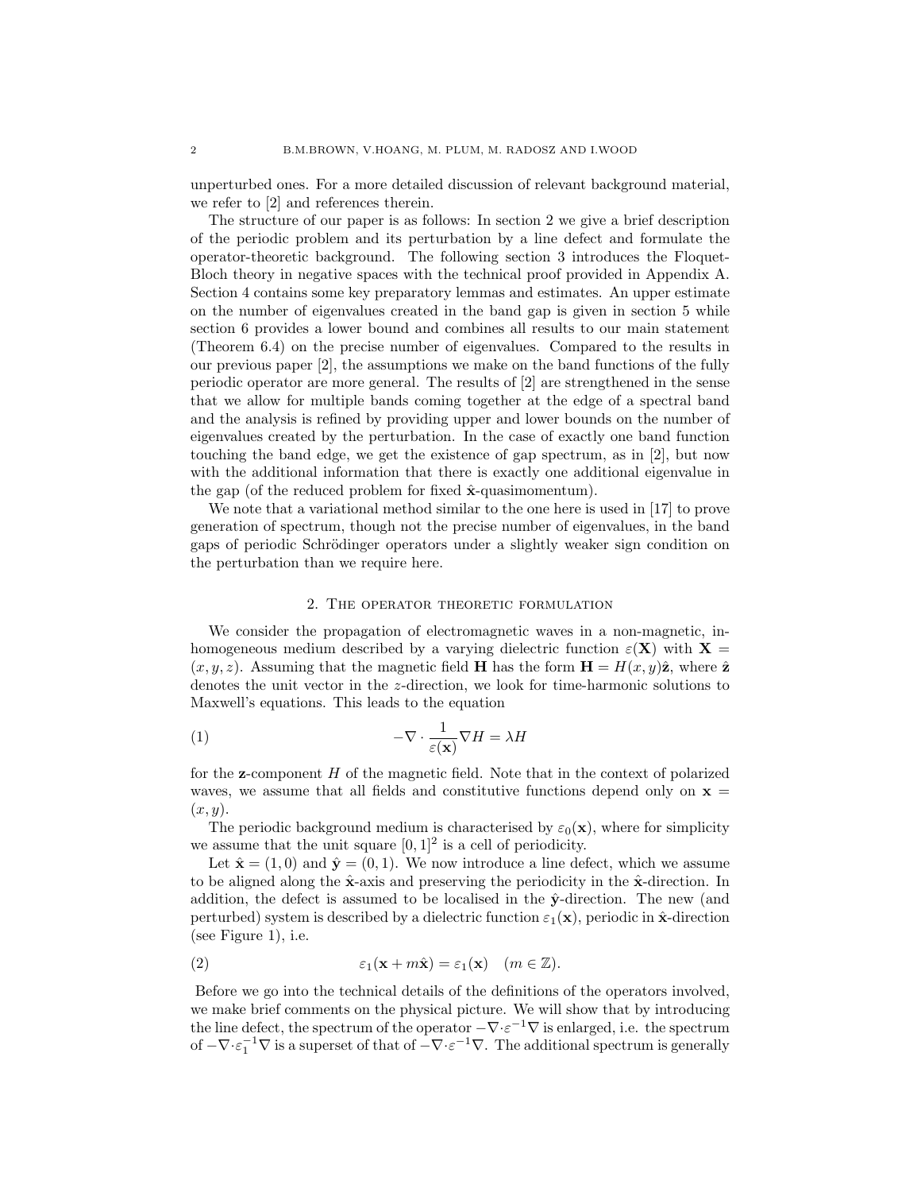unperturbed ones. For a more detailed discussion of relevant background material, we refer to [2] and references therein.

The structure of our paper is as follows: In section 2 we give a brief description of the periodic problem and its perturbation by a line defect and formulate the operator-theoretic background. The following section 3 introduces the Floquet-Bloch theory in negative spaces with the technical proof provided in Appendix A. Section 4 contains some key preparatory lemmas and estimates. An upper estimate on the number of eigenvalues created in the band gap is given in section 5 while section 6 provides a lower bound and combines all results to our main statement (Theorem 6.4) on the precise number of eigenvalues. Compared to the results in our previous paper [2], the assumptions we make on the band functions of the fully periodic operator are more general. The results of [2] are strengthened in the sense that we allow for multiple bands coming together at the edge of a spectral band and the analysis is refined by providing upper and lower bounds on the number of eigenvalues created by the perturbation. In the case of exactly one band function touching the band edge, we get the existence of gap spectrum, as in [2], but now with the additional information that there is exactly one additional eigenvalue in the gap (of the reduced problem for fixed $\hat{\mathbf{x}}$-quasimomentum).

We note that a variational method similar to the one here is used in [17] to prove generation of spectrum, though not the precise number of eigenvalues, in the band gaps of periodic Schrödinger operators under a slightly weaker sign condition on the perturbation than we require here.

## 2. The operator theoretic formulation

We consider the propagation of electromagnetic waves in a non-magnetic, inhomogeneous medium described by a varying dielectric function $\varepsilon(\mathbf{X})$ with $\mathbf{X} = (x, y, z)$. Assuming that the magnetic field $\mathbf{H}$ has the form $\mathbf{H} = H(x, y)\hat{\mathbf{z}}$, where $\hat{\mathbf{z}}$ denotes the unit vector in the $z$-direction, we look for time-harmonic solutions to Maxwell's equations. This leads to the equation

$$-\nabla \cdot \frac{1}{\varepsilon(\mathbf{x})} \nabla H = \lambda H \tag{1}$$

for the $\mathbf{z}$-component $H$ of the magnetic field. Note that in the context of polarized waves, we assume that all fields and constitutive functions depend only on $\mathbf{x} = (x, y)$.

The periodic background medium is characterised by $\varepsilon_0(\mathbf{x})$, where for simplicity we assume that the unit square $[0, 1]^2$ is a cell of periodicity.

Let $\hat{\mathbf{x}} = (1, 0)$ and $\hat{\mathbf{y}} = (0, 1)$. We now introduce a line defect, which we assume to be aligned along the $\hat{\mathbf{x}}$-axis and preserving the periodicity in the $\hat{\mathbf{x}}$-direction. In addition, the defect is assumed to be localised in the $\hat{\mathbf{y}}$-direction. The new (and perturbed) system is described by a dielectric function $\varepsilon_1(\mathbf{x})$, periodic in $\hat{\mathbf{x}}$-direction (see Figure 1), i.e.

$$\varepsilon_1(\mathbf{x} + m\hat{\mathbf{x}}) = \varepsilon_1(\mathbf{x}) \quad (m \in \mathbb{Z}). \tag{2}$$

Before we go into the technical details of the definitions of the operators involved, we make brief comments on the physical picture. We will show that by introducing the line defect, the spectrum of the operator $-\nabla \cdot \varepsilon^{-1} \nabla$ is enlarged, i.e. the spectrum of $-\nabla \cdot \varepsilon_1^{-1} \nabla$ is a superset of that of $-\nabla \cdot \varepsilon^{-1} \nabla$. The additional spectrum is generally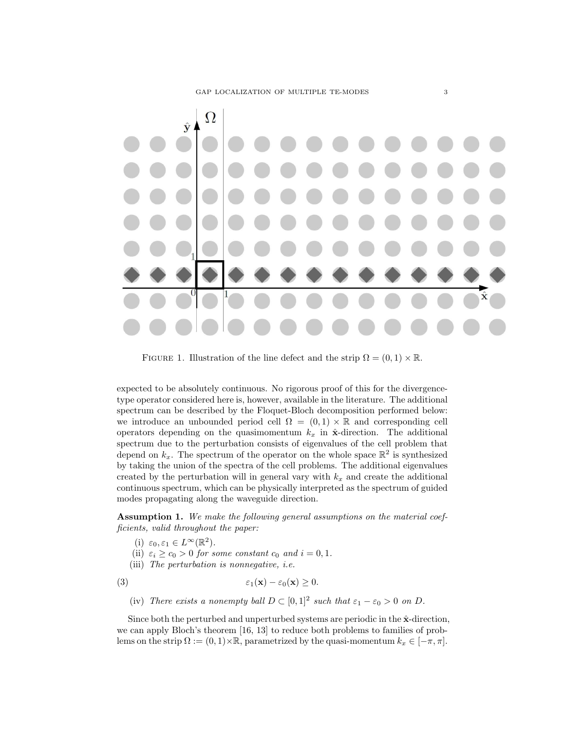FIGURE 1. Illustration of the line defect and the strip $\Omega = (0,1) \times \mathbb{R}$.

expected to be absolutely continuous. No rigorous proof of this for the divergence-type operator considered here is, however, available in the literature. The additional spectrum can be described by the Floquet-Bloch decomposition performed below: we introduce an unbounded period cell $\Omega = (0,1) \times \mathbb{R}$ and corresponding cell operators depending on the quasimomentum $k_x$ in $\hat{\mathbf{x}}$-direction. The additional spectrum due to the perturbation consists of eigenvalues of the cell problem that depend on $k_x$. The spectrum of the operator on the whole space $\mathbb{R}^2$ is synthesized by taking the union of the spectra of the cell problems. The additional eigenvalues created by the perturbation will in general vary with $k_x$ and create the additional continuous spectrum, which can be physically interpreted as the spectrum of guided modes propagating along the waveguide direction.

**Assumption 1.** *We make the following general assumptions on the material coefficients, valid throughout the paper:*

(i) $\varepsilon_0, \varepsilon_1 \in L^\infty(\mathbb{R}^2)$.

(ii) $\varepsilon_i \geq c_0 > 0$ *for some constant* $c_0$ *and* $i = 0, 1$.

(iii) *The perturbation is nonnegative, i.e.*

$$\varepsilon_1(\mathbf{x}) - \varepsilon_0(\mathbf{x}) \geq 0. \tag{3}$$

(iv) *There exists a nonempty ball* $D \subset [0,1]^2$ *such that* $\varepsilon_1 - \varepsilon_0 > 0$ *on* $D$.

Since both the perturbed and unperturbed systems are periodic in the $\hat{\mathbf{x}}$-direction, we can apply Bloch's theorem [16, 13] to reduce both problems to families of problems on the strip $\Omega := (0,1) \times \mathbb{R}$, parametrized by the quasi-momentum $k_x \in [-\pi, \pi]$.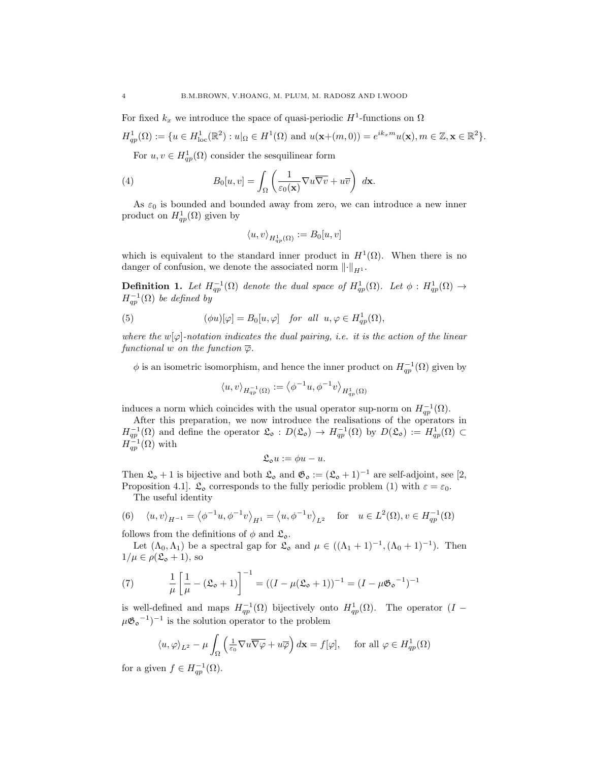For fixed $k_x$ we introduce the space of quasi-periodic $H^1$-functions on $\Omega$

$$H^1_{qp}(\Omega) := \{u \in H^1_{\text{loc}}(\mathbb{R}^2) : u|_\Omega \in H^1(\Omega) \text{ and } u(\mathbf{x}+(m,0)) = e^{ik_x m}u(\mathbf{x}), m \in \mathbb{Z}, \mathbf{x} \in \mathbb{R}^2\}.$$

For $u, v \in H^1_{qp}(\Omega)$ consider the sesquilinear form

$$B_0[u,v] = \int_\Omega \left( \frac{1}{\varepsilon_0(\mathbf{x})} \nabla u \overline{\nabla v} + u\overline{v} \right) \, d\mathbf{x}. \tag{4}$$

As $\varepsilon_0$ is bounded and bounded away from zero, we can introduce a new inner product on $H^1_{qp}(\Omega)$ given by

$$\langle u, v \rangle_{H^1_{qp}(\Omega)} := B_0[u,v]$$

which is equivalent to the standard inner product in $H^1(\Omega)$. When there is no danger of confusion, we denote the associated norm $\|\cdot\|_{H^1}$.

**Definition 1.** *Let $H^{-1}_{qp}(\Omega)$ denote the dual space of $H^1_{qp}(\Omega)$. Let $\phi : H^1_{qp}(\Omega) \to H^{-1}_{qp}(\Omega)$ be defined by*

$$(\phi u)[\varphi] = B_0[u, \varphi] \quad \textit{for all} \;\; u, \varphi \in H^1_{qp}(\Omega), \tag{5}$$

*where the $w[\varphi]$-notation indicates the dual pairing, i.e. it is the action of the linear functional $w$ on the function $\overline{\varphi}$.*

$\phi$ is an isometric isomorphism, and hence the inner product on $H^{-1}_{qp}(\Omega)$ given by

$$\langle u, v \rangle_{H^{-1}_{qp}(\Omega)} := \left\langle \phi^{-1}u, \phi^{-1}v \right\rangle_{H^1_{qp}(\Omega)}$$

induces a norm which coincides with the usual operator sup-norm on $H^{-1}_{qp}(\Omega)$.

After this preparation, we now introduce the realisations of the operators in $H^{-1}_{qp}(\Omega)$ and define the operator $\mathfrak{L}_\circ : D(\mathfrak{L}_\circ) \to H^{-1}_{qp}(\Omega)$ by $D(\mathfrak{L}_\circ) := H^1_{qp}(\Omega) \subset H^{-1}_{qp}(\Omega)$ with

$$\mathfrak{L}_\circ u := \phi u - u.$$

Then $\mathfrak{L}_\circ + 1$ is bijective and both $\mathfrak{L}_\circ$ and $\mathfrak{G}_\circ := (\mathfrak{L}_\circ + 1)^{-1}$ are self-adjoint, see [2, Proposition 4.1]. $\mathfrak{L}_\circ$ corresponds to the fully periodic problem (1) with $\varepsilon = \varepsilon_0$.

The useful identity

$$\langle u, v \rangle_{H^{-1}} = \left\langle \phi^{-1}u, \phi^{-1}v \right\rangle_{H^1} = \left\langle u, \phi^{-1}v \right\rangle_{L^2} \quad \text{for} \quad u \in L^2(\Omega), v \in H^{-1}_{qp}(\Omega) \tag{6}$$

follows from the definitions of $\phi$ and $\mathfrak{L}_\circ$.

Let $(\Lambda_0, \Lambda_1)$ be a spectral gap for $\mathfrak{L}_\circ$ and $\mu \in ((\Lambda_1 + 1)^{-1}, (\Lambda_0 + 1)^{-1})$. Then $1/\mu \in \rho(\mathfrak{L}_\circ + 1)$, so

$$\frac{1}{\mu}\left[\frac{1}{\mu} - (\mathfrak{L}_\circ + 1)\right]^{-1} = ((I - \mu(\mathfrak{L}_\circ + 1))^{-1} = (I - \mu {\mathfrak{G}_\circ}^{-1})^{-1} \tag{7}$$

is well-defined and maps $H^{-1}_{qp}(\Omega)$ bijectively onto $H^1_{qp}(\Omega)$. The operator $(I - \mu{\mathfrak{G}_\circ}^{-1})^{-1}$ is the solution operator to the problem

$$\langle u, \varphi \rangle_{L^2} - \mu \int_\Omega \left( \tfrac{1}{\varepsilon_0} \nabla u \overline{\nabla \varphi} + u\overline{\varphi} \right) d\mathbf{x} = f[\varphi], \quad \text{ for all } \varphi \in H^1_{qp}(\Omega)$$

for a given $f \in H^{-1}_{qp}(\Omega)$.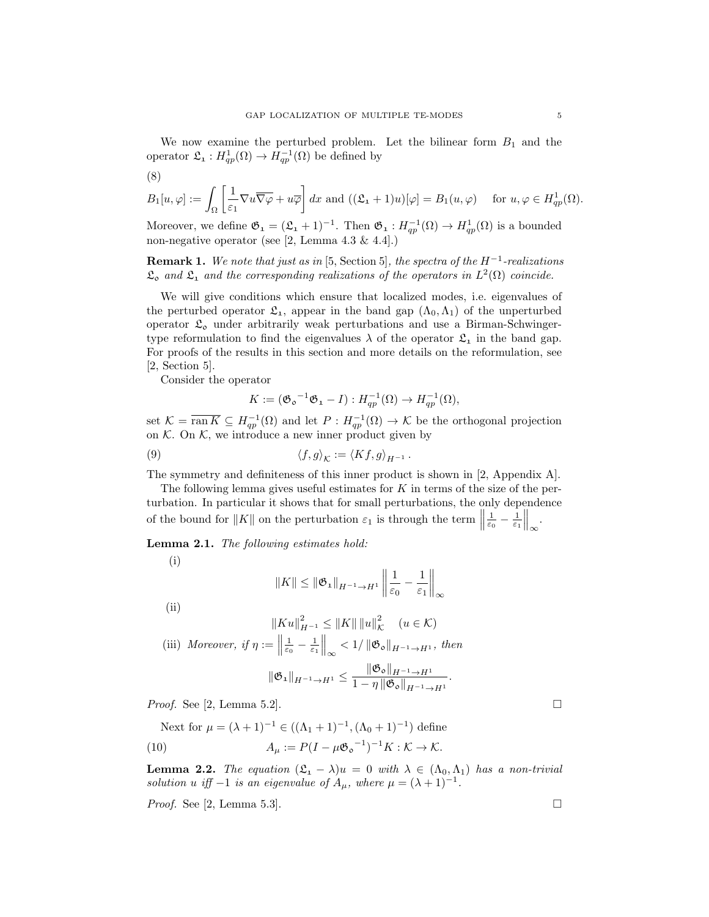We now examine the perturbed problem. Let the bilinear form $B_1$ and the operator $\mathfrak{L}_1 : H^1_{qp}(\Omega) \to H^{-1}_{qp}(\Omega)$ be defined by

(8)

$$B_1[u,\varphi] := \int_\Omega \left[ \frac{1}{\varepsilon_1} \nabla u \overline{\nabla \varphi} + u\overline{\varphi} \right] dx \text{ and } ((\mathfrak{L}_1 + 1)u)[\varphi] = B_1(u,\varphi) \quad \text{for } u, \varphi \in H^1_{qp}(\Omega).$$

Moreover, we define $\mathfrak{G}_1 = (\mathfrak{L}_1 + 1)^{-1}$. Then $\mathfrak{G}_1 : H^{-1}_{qp}(\Omega) \to H^1_{qp}(\Omega)$ is a bounded non-negative operator (see [2, Lemma 4.3 & 4.4].)

**Remark 1.** *We note that just as in* [5, Section 5]*, the spectra of the $H^{-1}$-realizations $\mathfrak{L}_0$ and $\mathfrak{L}_1$ and the corresponding realizations of the operators in $L^2(\Omega)$ coincide.*

We will give conditions which ensure that localized modes, i.e. eigenvalues of the perturbed operator $\mathfrak{L}_1$, appear in the band gap $(\Lambda_0, \Lambda_1)$ of the unperturbed operator $\mathfrak{L}_0$ under arbitrarily weak perturbations and use a Birman-Schwinger-type reformulation to find the eigenvalues $\lambda$ of the operator $\mathfrak{L}_1$ in the band gap. For proofs of the results in this section and more details on the reformulation, see [2, Section 5].

Consider the operator

$$K := ({\mathfrak{G}_0}^{-1} \mathfrak{G}_1 - I) : H^{-1}_{qp}(\Omega) \to H^{-1}_{qp}(\Omega),$$

set $\mathcal{K} = \overline{\operatorname{ran} K} \subseteq H^{-1}_{qp}(\Omega)$ and let $P : H^{-1}_{qp}(\Omega) \to \mathcal{K}$ be the orthogonal projection on $\mathcal{K}$. On $\mathcal{K}$, we introduce a new inner product given by

$$\langle f, g \rangle_{\mathcal{K}} := \langle Kf, g \rangle_{H^{-1}} . \tag{9}$$

The symmetry and definiteness of this inner product is shown in [2, Appendix A].

The following lemma gives useful estimates for $K$ in terms of the size of the perturbation. In particular it shows that for small perturbations, the only dependence of the bound for $\|K\|$ on the perturbation $\varepsilon_1$ is through the term $\left\| \frac{1}{\varepsilon_0} - \frac{1}{\varepsilon_1} \right\|_\infty$.

**Lemma 2.1.** *The following estimates hold:*

(i)
$$\|K\| \leq \|\mathfrak{G}_1\|_{H^{-1} \to H^1} \left\| \frac{1}{\varepsilon_0} - \frac{1}{\varepsilon_1} \right\|_\infty$$

(ii)
$$\|Ku\|^2_{H^{-1}} \leq \|K\| \, \|u\|^2_{\mathcal{K}} \quad (u \in \mathcal{K})$$

(iii) *Moreover, if $\eta := \left\| \frac{1}{\varepsilon_0} - \frac{1}{\varepsilon_1} \right\|_\infty < 1 / \|\mathfrak{G}_0\|_{H^{-1} \to H^1}$, then*

$$\|\mathfrak{G}_1\|_{H^{-1} \to H^1} \leq \frac{\|\mathfrak{G}_0\|_{H^{-1} \to H^1}}{1 - \eta \|\mathfrak{G}_0\|_{H^{-1} \to H^1}}.$$

*Proof.* See [2, Lemma 5.2]. $\square$

Next for $\mu = (\lambda + 1)^{-1} \in ((\Lambda_1 + 1)^{-1}, (\Lambda_0 + 1)^{-1})$ define

$$A_\mu := P(I - \mu {\mathfrak{G}_0}^{-1})^{-1} K : \mathcal{K} \to \mathcal{K}. \tag{10}$$

**Lemma 2.2.** *The equation $(\mathfrak{L}_1 - \lambda)u = 0$ with $\lambda \in (\Lambda_0, \Lambda_1)$ has a non-trivial solution $u$ iff $-1$ is an eigenvalue of $A_\mu$, where $\mu = (\lambda + 1)^{-1}$.*

*Proof.* See [2, Lemma 5.3]. $\square$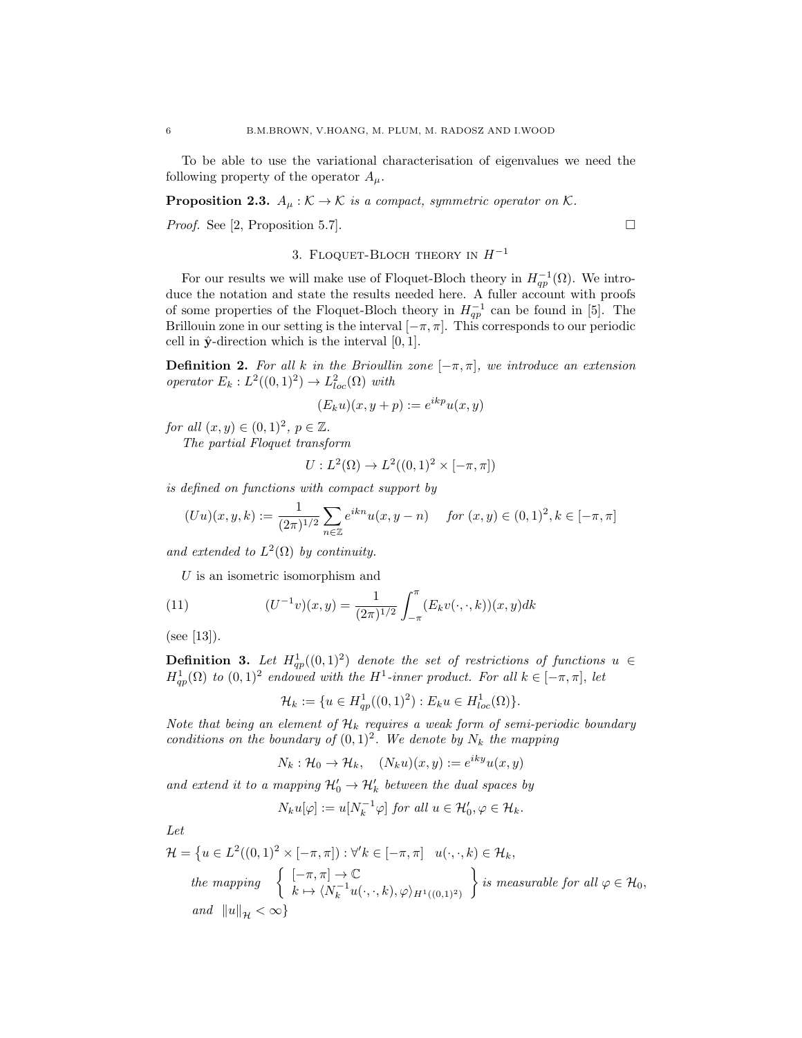To be able to use the variational characterisation of eigenvalues we need the following property of the operator $A_\mu$.

**Proposition 2.3.** *$A_\mu : \mathcal{K} \to \mathcal{K}$ is a compact, symmetric operator on $\mathcal{K}$.*

*Proof.* See [2, Proposition 5.7]. □

## 3. Floquet-Bloch theory in $H^{-1}$

For our results we will make use of Floquet-Bloch theory in $H^{-1}_{qp}(\Omega)$. We introduce the notation and state the results needed here. A fuller account with proofs of some properties of the Floquet-Bloch theory in $H^{-1}_{qp}$ can be found in [5]. The Brillouin zone in our setting is the interval $[-\pi, \pi]$. This corresponds to our periodic cell in $\hat{\mathbf{y}}$-direction which is the interval $[0, 1]$.

**Definition 2.** *For all $k$ in the Brioullin zone $[-\pi, \pi]$, we introduce an extension operator $E_k : L^2((0,1)^2) \to L^2_{loc}(\Omega)$ with*

$$(E_k u)(x, y + p) := e^{ikp} u(x, y)$$

*for all $(x, y) \in (0,1)^2$, $p \in \mathbb{Z}$.*

*The partial Floquet transform*

$$U : L^2(\Omega) \to L^2((0,1)^2 \times [-\pi, \pi])$$

*is defined on functions with compact support by*

$$(Uu)(x, y, k) := \frac{1}{(2\pi)^{1/2}} \sum_{n \in \mathbb{Z}} e^{ikn} u(x, y - n) \quad \text{ for } (x, y) \in (0,1)^2, k \in [-\pi, \pi]$$

*and extended to $L^2(\Omega)$ by continuity.*

$U$ is an isometric isomorphism and

$$(U^{-1} v)(x, y) = \frac{1}{(2\pi)^{1/2}} \int_{-\pi}^{\pi} (E_k v(\cdot, \cdot, k))(x, y) dk \tag{11}$$

(see [13]).

**Definition 3.** *Let $H^1_{qp}((0,1)^2)$ denote the set of restrictions of functions $u \in H^1_{qp}(\Omega)$ to $(0,1)^2$ endowed with the $H^1$-inner product. For all $k \in [-\pi, \pi]$, let*

$$\mathcal{H}_k := \{u \in H^1_{qp}((0,1)^2) : E_k u \in H^1_{loc}(\Omega)\}.$$

*Note that being an element of $\mathcal{H}_k$ requires a weak form of semi-periodic boundary conditions on the boundary of $(0,1)^2$. We denote by $N_k$ the mapping*

$$N_k : \mathcal{H}_0 \to \mathcal{H}_k, \quad (N_k u)(x, y) := e^{iky} u(x, y)$$

*and extend it to a mapping $\mathcal{H}_0' \to \mathcal{H}_k'$ between the dual spaces by*

$$N_k u[\varphi] := u[N_k^{-1} \varphi] \text{ for all } u \in \mathcal{H}_0', \varphi \in \mathcal{H}_k.$$

*Let*

$$\begin{aligned}
\mathcal{H} = \big\{ & u \in L^2((0,1)^2 \times [-\pi, \pi]) : \forall' k \in [-\pi, \pi] \quad u(\cdot, \cdot, k) \in \mathcal{H}_k, \\
& \text{the mapping } \left\{ \begin{array}{l} [-\pi, \pi] \to \mathbb{C} \\ k \mapsto \langle N_k^{-1} u(\cdot, \cdot, k), \varphi \rangle_{H^1((0,1)^2)} \end{array} \right\} \text{ is measurable for all } \varphi \in \mathcal{H}_0, \\
& \text{and } \|u\|_{\mathcal{H}} < \infty \big\}
\end{aligned}$$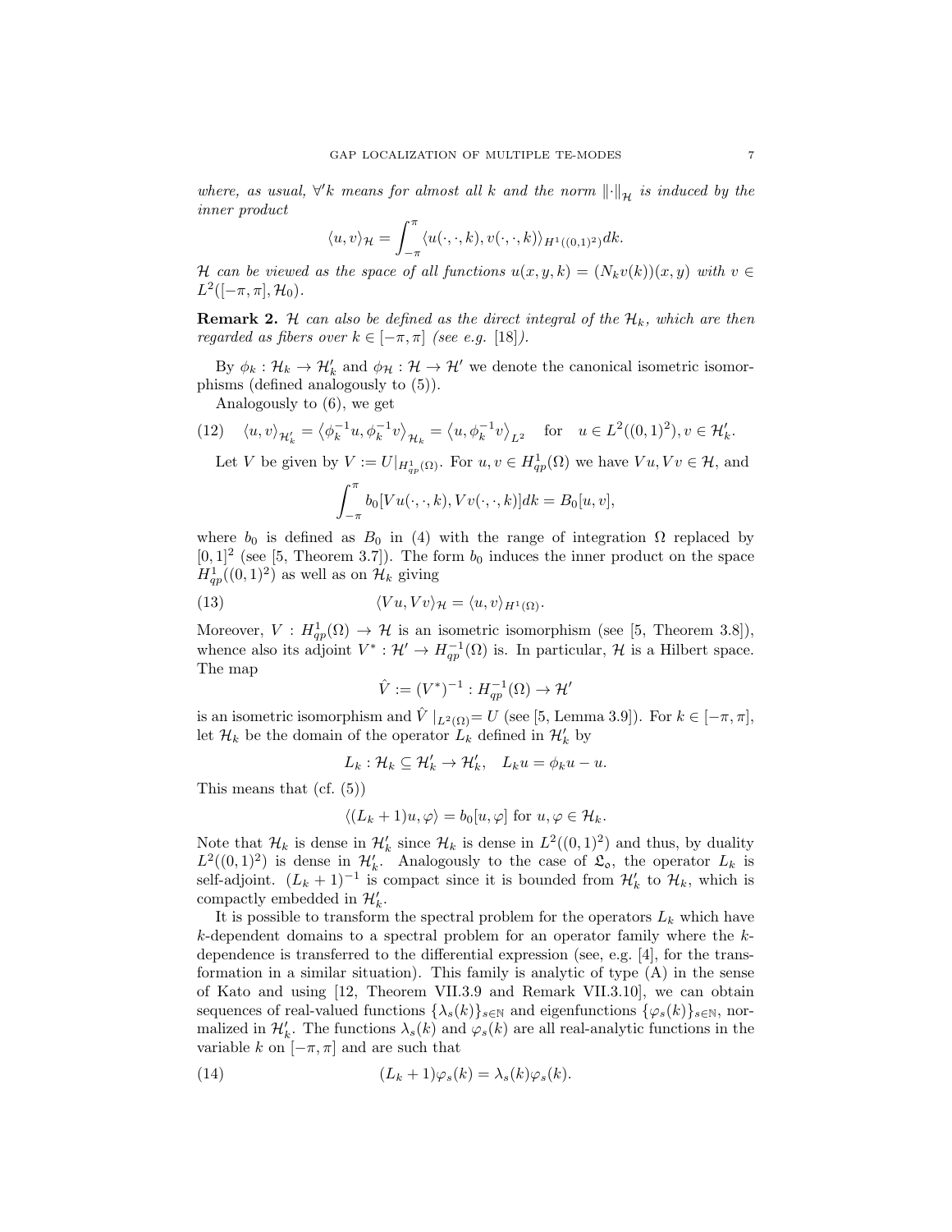*where, as usual, $\forall' k$ means for almost all $k$ and the norm $\|\cdot\|_{\mathcal{H}}$ is induced by the inner product*

$$\langle u, v\rangle_{\mathcal{H}} = \int_{-\pi}^{\pi} \langle u(\cdot,\cdot,k), v(\cdot,\cdot,k)\rangle_{H^1((0,1)^2)} dk.$$

*$\mathcal{H}$ can be viewed as the space of all functions $u(x,y,k) = (N_k v(k))(x,y)$ with $v \in L^2([-\pi,\pi], \mathcal{H}_0)$.*

**Remark 2.** *$\mathcal{H}$ can also be defined as the direct integral of the $\mathcal{H}_k$, which are then regarded as fibers over $k \in [-\pi,\pi]$ (see e.g. [18]).*

By $\phi_k : \mathcal{H}_k \to \mathcal{H}_k'$ and $\phi_{\mathcal{H}} : \mathcal{H} \to \mathcal{H}'$ we denote the canonical isometric isomorphisms (defined analogously to (5)).

Analogously to (6), we get

$$\langle u, v\rangle_{\mathcal{H}_k'} = \left\langle \phi_k^{-1}u, \phi_k^{-1}v\right\rangle_{\mathcal{H}_k} = \left\langle u, \phi_k^{-1}v\right\rangle_{L^2} \quad \text{for} \quad u \in L^2((0,1)^2), v \in \mathcal{H}_k'. \tag{12}$$

Let $V$ be given by $V := U|_{H^1_{qp}(\Omega)}$. For $u, v \in H^1_{qp}(\Omega)$ we have $Vu, Vv \in \mathcal{H}$, and

$$\int_{-\pi}^{\pi} b_0[Vu(\cdot,\cdot,k), Vv(\cdot,\cdot,k)]dk = B_0[u,v],$$

where $b_0$ is defined as $B_0$ in (4) with the range of integration $\Omega$ replaced by $[0,1]^2$ (see [5, Theorem 3.7]). The form $b_0$ induces the inner product on the space $H^1_{qp}((0,1)^2)$ as well as on $\mathcal{H}_k$ giving

$$\langle Vu, Vv\rangle_{\mathcal{H}} = \langle u, v\rangle_{H^1(\Omega)}. \tag{13}$$

Moreover, $V : H^1_{qp}(\Omega) \to \mathcal{H}$ is an isometric isomorphism (see [5, Theorem 3.8]), whence also its adjoint $V^* : \mathcal{H}' \to H^{-1}_{qp}(\Omega)$ is. In particular, $\mathcal{H}$ is a Hilbert space. The map

$$\hat{V} := (V^*)^{-1} : H^{-1}_{qp}(\Omega) \to \mathcal{H}'$$

is an isometric isomorphism and $\hat{V}\mid_{L^2(\Omega)} = U$ (see [5, Lemma 3.9]). For $k \in [-\pi,\pi]$, let $\mathcal{H}_k$ be the domain of the operator $L_k$ defined in $\mathcal{H}_k'$ by

$$L_k : \mathcal{H}_k \subseteq \mathcal{H}_k' \to \mathcal{H}_k', \quad L_k u = \phi_k u - u.$$

This means that (cf. (5))

$$\langle (L_k+1)u, \varphi\rangle = b_0[u,\varphi] \text{ for } u, \varphi \in \mathcal{H}_k.$$

Note that $\mathcal{H}_k$ is dense in $\mathcal{H}_k'$ since $\mathcal{H}_k$ is dense in $L^2((0,1)^2)$ and thus, by duality $L^2((0,1)^2)$ is dense in $\mathcal{H}_k'$. Analogously to the case of $\mathfrak{L}_{\mathfrak{o}}$, the operator $L_k$ is self-adjoint. $(L_k+1)^{-1}$ is compact since it is bounded from $\mathcal{H}_k'$ to $\mathcal{H}_k$, which is compactly embedded in $\mathcal{H}_k'$.

It is possible to transform the spectral problem for the operators $L_k$ which have $k$-dependent domains to a spectral problem for an operator family where the $k$-dependence is transferred to the differential expression (see, e.g. [4], for the transformation in a similar situation). This family is analytic of type (A) in the sense of Kato and using [12, Theorem VII.3.9 and Remark VII.3.10], we can obtain sequences of real-valued functions $\{\lambda_s(k)\}_{s\in\mathbb{N}}$ and eigenfunctions $\{\varphi_s(k)\}_{s\in\mathbb{N}}$, normalized in $\mathcal{H}_k'$. The functions $\lambda_s(k)$ and $\varphi_s(k)$ are all real-analytic functions in the variable $k$ on $[-\pi,\pi]$ and are such that

$$(L_k+1)\varphi_s(k) = \lambda_s(k)\varphi_s(k). \tag{14}$$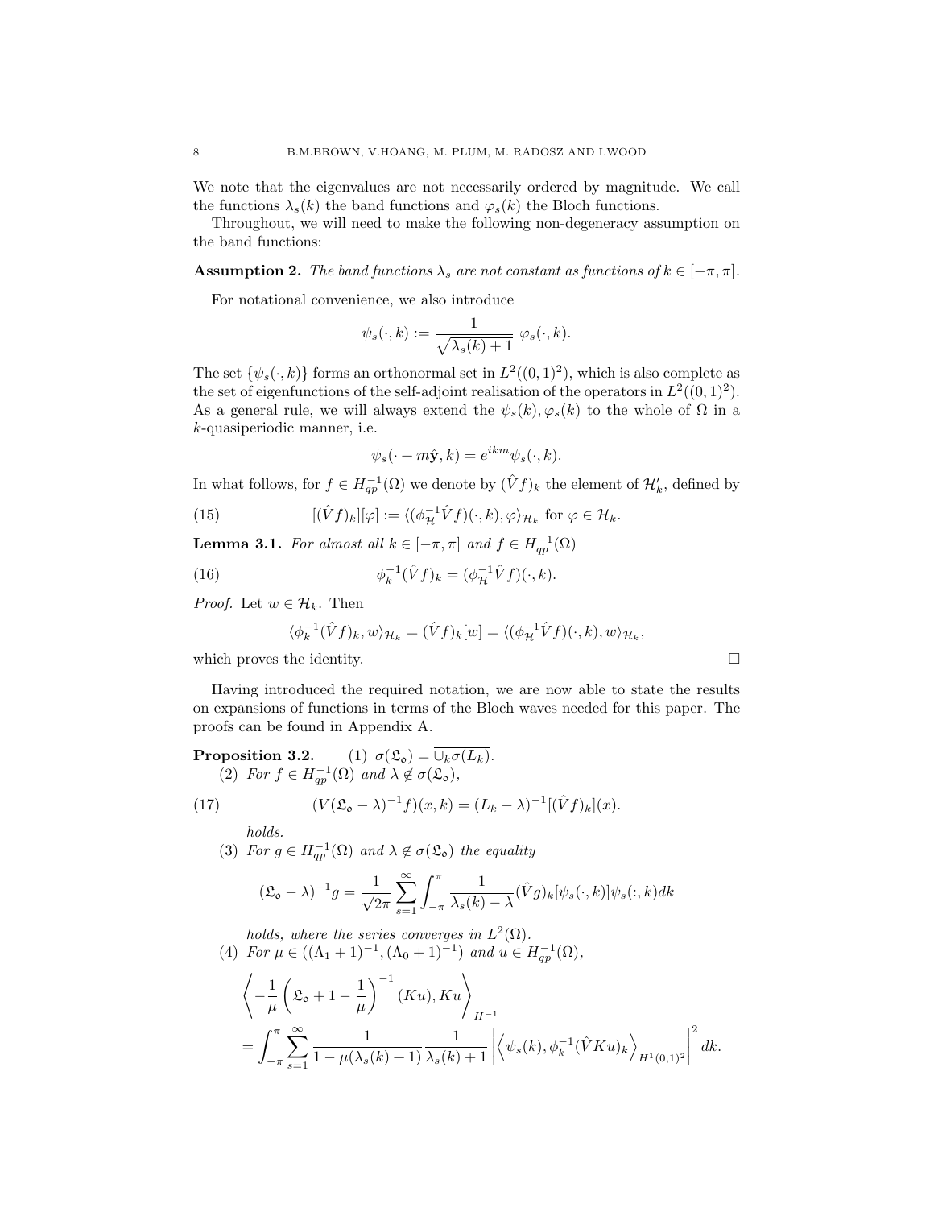We note that the eigenvalues are not necessarily ordered by magnitude. We call the functions $\lambda_s(k)$ the band functions and $\varphi_s(k)$ the Bloch functions.

Throughout, we will need to make the following non-degeneracy assumption on the band functions:

**Assumption 2.** *The band functions $\lambda_s$ are not constant as functions of $k \in [-\pi, \pi]$.*

For notational convenience, we also introduce

$$\psi_s(\cdot, k) := \frac{1}{\sqrt{\lambda_s(k)+1}}\ \varphi_s(\cdot, k).$$

The set $\{\psi_s(\cdot, k)\}$ forms an orthonormal set in $L^2((0,1)^2)$, which is also complete as the set of eigenfunctions of the self-adjoint realisation of the operators in $L^2((0,1)^2)$. As a general rule, we will always extend the $\psi_s(k), \varphi_s(k)$ to the whole of $\Omega$ in a $k$-quasiperiodic manner, i.e.

$$\psi_s(\cdot + m\hat{\mathbf{y}}, k) = e^{ikm}\psi_s(\cdot, k).$$

In what follows, for $f \in H^{-1}_{qp}(\Omega)$ we denote by $(\hat{V}f)_k$ the element of $\mathcal{H}'_k$, defined by

$$[(\hat{V}f)_k][\varphi] := \langle (\phi_{\mathcal{H}}^{-1}\hat{V}f)(\cdot, k), \varphi\rangle_{\mathcal{H}_k} \text{ for } \varphi \in \mathcal{H}_k. \tag{15}$$

**Lemma 3.1.** *For almost all $k \in [-\pi, \pi]$ and $f \in H^{-1}_{qp}(\Omega)$*

$$\phi_k^{-1}(\hat{V}f)_k = (\phi_{\mathcal{H}}^{-1}\hat{V}f)(\cdot, k). \tag{16}$$

*Proof.* Let $w \in \mathcal{H}_k$. Then

$$\langle \phi_k^{-1}(\hat{V}f)_k, w\rangle_{\mathcal{H}_k} = (\hat{V}f)_k[w] = \langle (\phi_{\mathcal{H}}^{-1}\hat{V}f)(\cdot, k), w\rangle_{\mathcal{H}_k},$$

which proves the identity. □

Having introduced the required notation, we are now able to state the results on expansions of functions in terms of the Bloch waves needed for this paper. The proofs can be found in Appendix A.

**Proposition 3.2.** (1) $\sigma(\mathfrak{L}_\circ) = \overline{\cup_k \sigma(L_k)}$.

(2) *For $f \in H^{-1}_{qp}(\Omega)$ and $\lambda \notin \sigma(\mathfrak{L}_\circ)$,*

$$(V(\mathfrak{L}_\circ - \lambda)^{-1}f)(x, k) = (L_k - \lambda)^{-1}[(\hat{V}f)_k](x). \tag{17}$$

*holds.*

(3) *For $g \in H^{-1}_{qp}(\Omega)$ and $\lambda \notin \sigma(\mathfrak{L}_\circ)$ the equality*

$$(\mathfrak{L}_\circ - \lambda)^{-1}g = \frac{1}{\sqrt{2\pi}}\sum_{s=1}^{\infty}\int_{-\pi}^{\pi}\frac{1}{\lambda_s(k)-\lambda}(\hat{V}g)_k[\psi_s(\cdot, k)]\psi_s(:, k)dk$$

*holds, where the series converges in $L^2(\Omega)$.*

(4) *For $\mu \in ((\Lambda_1+1)^{-1}, (\Lambda_0+1)^{-1})$ and $u \in H^{-1}_{qp}(\Omega)$,*

$$\left\langle -\frac{1}{\mu}\left(\mathfrak{L}_\circ + 1 - \frac{1}{\mu}\right)^{-1}(Ku), Ku\right\rangle_{H^{-1}}$$
$$= \int_{-\pi}^{\pi}\sum_{s=1}^{\infty}\frac{1}{1-\mu(\lambda_s(k)+1)}\frac{1}{\lambda_s(k)+1}\left|\left\langle \psi_s(k), \phi_k^{-1}(\hat{V}Ku)_k\right\rangle_{H^1(0,1)^2}\right|^2 dk.$$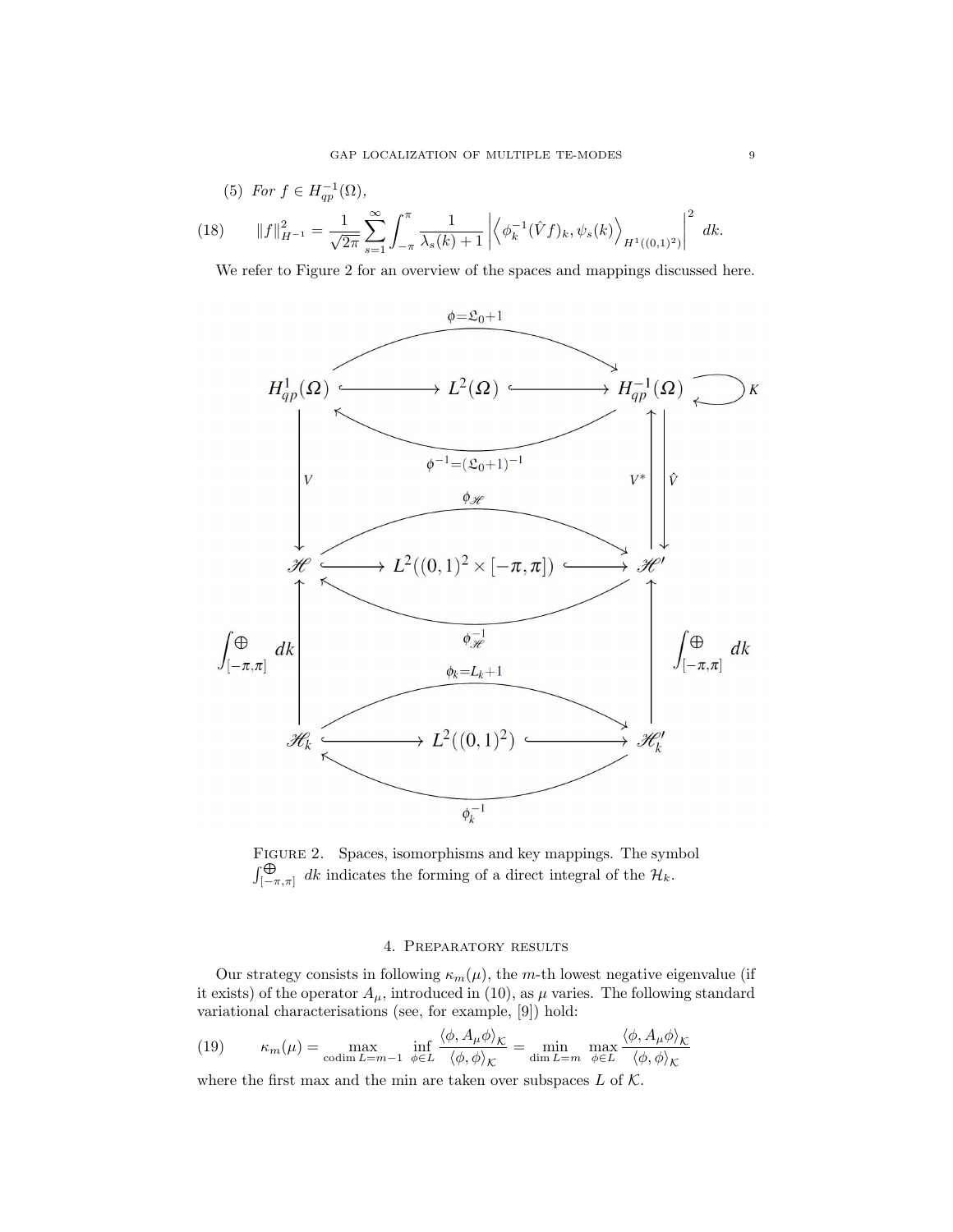(5) *For* $f \in H^{-1}_{qp}(\Omega)$,

$$\|f\|^2_{H^{-1}} = \frac{1}{\sqrt{2\pi}} \sum_{s=1}^{\infty} \int_{-\pi}^{\pi} \frac{1}{\lambda_s(k)+1} \left| \left\langle \phi_k^{-1}(\hat{V}f)_k, \psi_s(k) \right\rangle_{H^1((0,1)^2)} \right|^2 \, dk. \tag{18}$$

We refer to Figure 2 for an overview of the spaces and mappings discussed here.

FIGURE 2. Spaces, isomorphisms and key mappings. The symbol $\int^{\oplus}_{[-\pi,\pi]} \, dk$ indicates the forming of a direct integral of the $\mathcal{H}_k$.

## 4. Preparatory results

Our strategy consists in following $\kappa_m(\mu)$, the $m$-th lowest negative eigenvalue (if it exists) of the operator $A_\mu$, introduced in (10), as $\mu$ varies. The following standard variational characterisations (see, for example, [9]) hold:

$$\kappa_m(\mu) = \max_{\operatorname{codim} L = m-1} \inf_{\phi \in L} \frac{\langle \phi, A_\mu \phi \rangle_{\mathcal{K}}}{\langle \phi, \phi \rangle_{\mathcal{K}}} = \min_{\dim L = m} \max_{\phi \in L} \frac{\langle \phi, A_\mu \phi \rangle_{\mathcal{K}}}{\langle \phi, \phi \rangle_{\mathcal{K}}} \tag{19}$$

where the first max and the min are taken over subspaces $L$ of $\mathcal{K}$.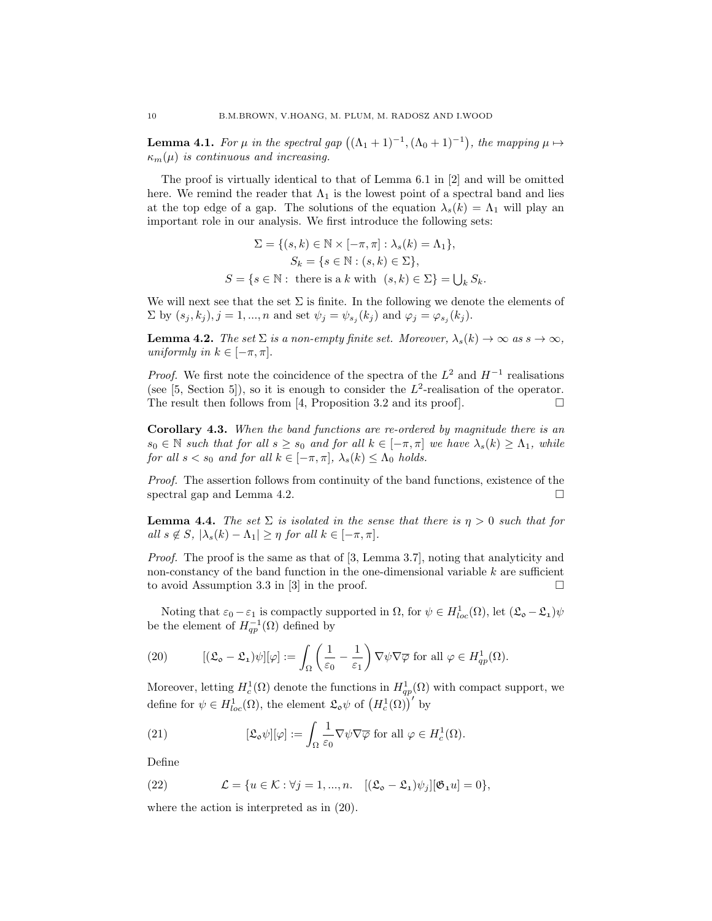**Lemma 4.1.** *For $\mu$ in the spectral gap $\left((\Lambda_1+1)^{-1},(\Lambda_0+1)^{-1}\right)$, the mapping $\mu \mapsto \kappa_m(\mu)$ is continuous and increasing.*

The proof is virtually identical to that of Lemma 6.1 in [2] and will be omitted here. We remind the reader that $\Lambda_1$ is the lowest point of a spectral band and lies at the top edge of a gap. The solutions of the equation $\lambda_s(k) = \Lambda_1$ will play an important role in our analysis. We first introduce the following sets:

$$\Sigma = \{(s,k) \in \mathbb{N} \times [-\pi,\pi] : \lambda_s(k) = \Lambda_1\},$$
$$S_k = \{s \in \mathbb{N} : (s,k) \in \Sigma\},$$
$$S = \{s \in \mathbb{N} : \text{ there is a } k \text{ with } (s,k) \in \Sigma\} = \textstyle\bigcup_k S_k.$$

We will next see that the set $\Sigma$ is finite. In the following we denote the elements of $\Sigma$ by $(s_j,k_j), j = 1,...,n$ and set $\psi_j = \psi_{s_j}(k_j)$ and $\varphi_j = \varphi_{s_j}(k_j)$.

**Lemma 4.2.** *The set $\Sigma$ is a non-empty finite set. Moreover, $\lambda_s(k) \to \infty$ as $s \to \infty$, uniformly in $k \in [-\pi,\pi]$.*

*Proof.* We first note the coincidence of the spectra of the $L^2$ and $H^{-1}$ realisations (see [5, Section 5]), so it is enough to consider the $L^2$-realisation of the operator. The result then follows from [4, Proposition 3.2 and its proof]. $\square$

**Corollary 4.3.** *When the band functions are re-ordered by magnitude there is an $s_0 \in \mathbb{N}$ such that for all $s \geq s_0$ and for all $k \in [-\pi,\pi]$ we have $\lambda_s(k) \geq \Lambda_1$, while for all $s < s_0$ and for all $k \in [-\pi,\pi]$, $\lambda_s(k) \leq \Lambda_0$ holds.*

*Proof.* The assertion follows from continuity of the band functions, existence of the spectral gap and Lemma 4.2. $\square$

**Lemma 4.4.** *The set $\Sigma$ is isolated in the sense that there is $\eta > 0$ such that for all $s \notin S$, $|\lambda_s(k) - \Lambda_1| \geq \eta$ for all $k \in [-\pi,\pi]$.*

*Proof.* The proof is the same as that of [3, Lemma 3.7], noting that analyticity and non-constancy of the band function in the one-dimensional variable $k$ are sufficient to avoid Assumption 3.3 in [3] in the proof. $\square$

Noting that $\varepsilon_0 - \varepsilon_1$ is compactly supported in $\Omega$, for $\psi \in H^1_{loc}(\Omega)$, let $(\mathfrak{L}_\mathfrak{o} - \mathfrak{L}_\mathfrak{1})\psi$ be the element of $H^{-1}_{qp}(\Omega)$ defined by

$$[(\mathfrak{L}_\mathfrak{o} - \mathfrak{L}_\mathfrak{1})\psi][\varphi] := \int_\Omega \left(\frac{1}{\varepsilon_0} - \frac{1}{\varepsilon_1}\right) \nabla\psi\nabla\overline{\varphi} \text{ for all } \varphi \in H^1_{qp}(\Omega). \tag{20}$$

Moreover, letting $H^1_c(\Omega)$ denote the functions in $H^1_{qp}(\Omega)$ with compact support, we define for $\psi \in H^1_{loc}(\Omega)$, the element $\mathfrak{L}_\mathfrak{o}\psi$ of $\left(H^1_c(\Omega)\right)'$ by

$$[\mathfrak{L}_\mathfrak{o}\psi][\varphi] := \int_\Omega \frac{1}{\varepsilon_0}\nabla\psi\nabla\overline{\varphi} \text{ for all } \varphi \in H^1_c(\Omega). \tag{21}$$

Define

$$\mathcal{L} = \{u \in \mathcal{K} : \forall j = 1,...,n. \quad [(\mathfrak{L}_\mathfrak{o} - \mathfrak{L}_\mathfrak{1})\psi_j][\mathfrak{G}_\mathfrak{1} u] = 0\}, \tag{22}$$

where the action is interpreted as in (20).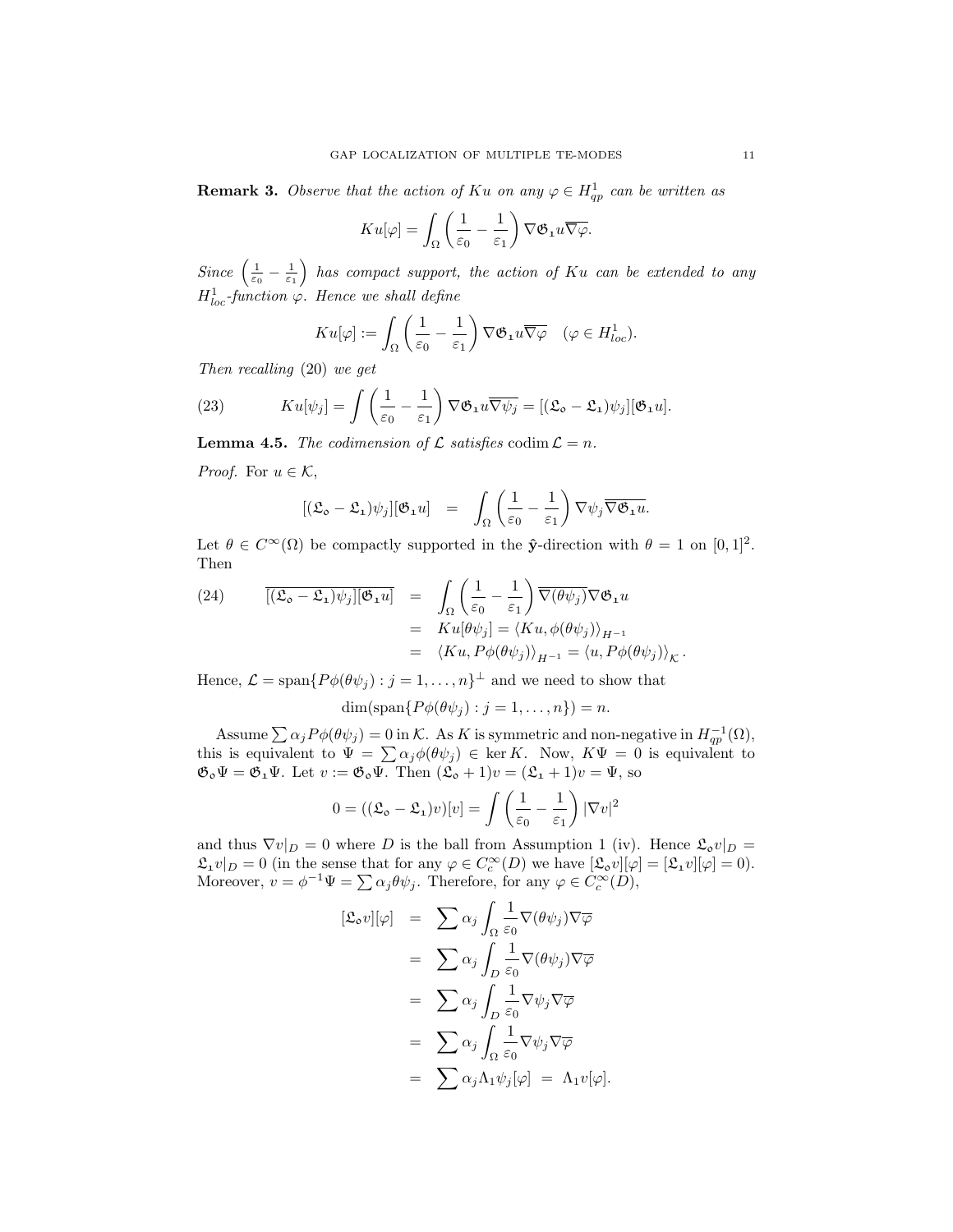**Remark 3.** *Observe that the action of $Ku$ on any $\varphi \in H^1_{qp}$ can be written as*

$$Ku[\varphi] = \int_\Omega \left(\frac{1}{\varepsilon_0} - \frac{1}{\varepsilon_1}\right) \nabla \mathfrak{G}_1 u \overline{\nabla \varphi}.$$

*Since $\left(\frac{1}{\varepsilon_0} - \frac{1}{\varepsilon_1}\right)$ has compact support, the action of $Ku$ can be extended to any $H^1_{loc}$-function $\varphi$. Hence we shall define*

$$Ku[\varphi] := \int_\Omega \left(\frac{1}{\varepsilon_0} - \frac{1}{\varepsilon_1}\right) \nabla \mathfrak{G}_1 u \overline{\nabla \varphi} \quad (\varphi \in H^1_{loc}).$$

*Then recalling* (20) *we get*

$$Ku[\psi_j] = \int \left(\frac{1}{\varepsilon_0} - \frac{1}{\varepsilon_1}\right) \nabla \mathfrak{G}_1 u \overline{\nabla \psi_j} = [(\mathfrak{L}_o - \mathfrak{L}_1)\psi_j][\mathfrak{G}_1 u]. \tag{23}$$

**Lemma 4.5.** *The codimension of $\mathcal{L}$ satisfies* $\operatorname{codim} \mathcal{L} = n$.

*Proof.* For $u \in \mathcal{K}$,

$$[(\mathfrak{L}_o - \mathfrak{L}_1)\psi_j][\mathfrak{G}_1 u] \quad = \quad \int_\Omega \left(\frac{1}{\varepsilon_0} - \frac{1}{\varepsilon_1}\right) \nabla \psi_j \overline{\nabla \mathfrak{G}_1 u}.$$

Let $\theta \in C^\infty(\Omega)$ be compactly supported in the $\hat{\mathbf{y}}$-direction with $\theta = 1$ on $[0,1]^2$. Then

$$\begin{aligned} \overline{[(\mathfrak{L}_o - \mathfrak{L}_1)\psi_j][\mathfrak{G}_1 u]} &= \int_\Omega \left(\frac{1}{\varepsilon_0} - \frac{1}{\varepsilon_1}\right) \overline{\nabla(\theta\psi_j)} \nabla \mathfrak{G}_1 u \\ &= Ku[\theta\psi_j] = \langle Ku, \phi(\theta\psi_j)\rangle_{H^{-1}} \\ &= \langle Ku, P\phi(\theta\psi_j)\rangle_{H^{-1}} = \langle u, P\phi(\theta\psi_j)\rangle_{\mathcal{K}}. \end{aligned} \tag{24}$$

Hence, $\mathcal{L} = \operatorname{span}\{P\phi(\theta\psi_j) : j = 1, \ldots, n\}^\perp$ and we need to show that

$$\dim(\operatorname{span}\{P\phi(\theta\psi_j) : j = 1, \ldots, n\}) = n.$$

Assume $\sum \alpha_j P\phi(\theta\psi_j) = 0$ in $\mathcal{K}$. As $K$ is symmetric and non-negative in $H^{-1}_{qp}(\Omega)$, this is equivalent to $\Psi = \sum \alpha_j \phi(\theta\psi_j) \in \ker K$. Now, $K\Psi = 0$ is equivalent to $\mathfrak{G}_o\Psi = \mathfrak{G}_1\Psi$. Let $v := \mathfrak{G}_o\Psi$. Then $(\mathfrak{L}_o + 1)v = (\mathfrak{L}_1 + 1)v = \Psi$, so

$$0 = ((\mathfrak{L}_o - \mathfrak{L}_1)v)[v] = \int \left(\frac{1}{\varepsilon_0} - \frac{1}{\varepsilon_1}\right) |\nabla v|^2$$

and thus $\nabla v|_D = 0$ where $D$ is the ball from Assumption 1 (iv). Hence $\mathfrak{L}_o v|_D = \mathfrak{L}_1 v|_D = 0$ (in the sense that for any $\varphi \in C_c^\infty(D)$ we have $[\mathfrak{L}_o v][\varphi] = [\mathfrak{L}_1 v][\varphi] = 0$). Moreover, $v = \phi^{-1}\Psi = \sum \alpha_j \theta\psi_j$. Therefore, for any $\varphi \in C_c^\infty(D)$,

$$\begin{aligned} [\mathfrak{L}_o v][\varphi] &= \sum \alpha_j \int_\Omega \frac{1}{\varepsilon_0} \nabla(\theta\psi_j) \nabla\overline{\varphi} \\ &= \sum \alpha_j \int_D \frac{1}{\varepsilon_0} \nabla(\theta\psi_j) \nabla\overline{\varphi} \\ &= \sum \alpha_j \int_D \frac{1}{\varepsilon_0} \nabla\psi_j \nabla\overline{\varphi} \\ &= \sum \alpha_j \int_\Omega \frac{1}{\varepsilon_0} \nabla\psi_j \nabla\overline{\varphi} \\ &= \sum \alpha_j \Lambda_1 \psi_j[\varphi] \;=\; \Lambda_1 v[\varphi]. \end{aligned}$$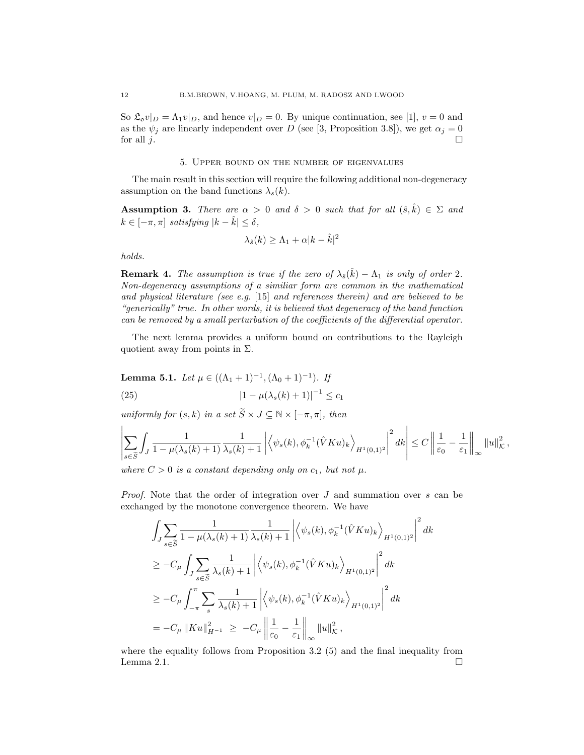So $\mathfrak{L}_\mathfrak{o} v|_D = \Lambda_1 v|_D$, and hence $v|_D = 0$. By unique continuation, see [1], $v = 0$ and as the $\psi_j$ are linearly independent over $D$ (see [3, Proposition 3.8]), we get $\alpha_j = 0$ for all $j$. $\square$

## 5. Upper bound on the number of eigenvalues

The main result in this section will require the following additional non-degeneracy assumption on the band functions $\lambda_s(k)$.

**Assumption 3.** *There are $\alpha > 0$ and $\delta > 0$ such that for all $(\hat{s}, \hat{k}) \in \Sigma$ and $k \in [-\pi, \pi]$ satisfying $|k - \hat{k}| \leq \delta$,*

$$\lambda_{\hat{s}}(k) \geq \Lambda_1 + \alpha |k - \hat{k}|^2$$

*holds.*

**Remark 4.** *The assumption is true if the zero of $\lambda_{\hat{s}}(\hat{k}) - \Lambda_1$ is only of order 2. Non-degeneracy assumptions of a similiar form are common in the mathematical and physical literature (see e.g. [15] and references therein) and are believed to be "generically" true. In other words, it is believed that degeneracy of the band function can be removed by a small perturbation of the coefficients of the differential operator.*

The next lemma provides a uniform bound on contributions to the Rayleigh quotient away from points in $\Sigma$.

**Lemma 5.1.** *Let $\mu \in ((\Lambda_1 + 1)^{-1}, (\Lambda_0 + 1)^{-1})$. If*

$$|1 - \mu(\lambda_s(k) + 1)|^{-1} \leq c_1 \tag{25}$$

*uniformly for $(s, k)$ in a set $\widetilde{S} \times J \subseteq \mathbb{N} \times [-\pi, \pi]$, then*

$$\left| \sum_{s \in \widetilde{S}} \int_J \frac{1}{1 - \mu(\lambda_s(k) + 1)} \frac{1}{\lambda_s(k) + 1} \left| \left\langle \psi_s(k), \phi_k^{-1} (\hat{V} K u)_k \right\rangle_{H^1(0,1)^2} \right|^2 dk \right| \leq C \left\| \frac{1}{\varepsilon_0} - \frac{1}{\varepsilon_1} \right\|_\infty \|u\|_{\mathcal{K}}^2,$$

*where $C > 0$ is a constant depending only on $c_1$, but not $\mu$.*

*Proof.* Note that the order of integration over $J$ and summation over $s$ can be exchanged by the monotone convergence theorem. We have

$$\begin{aligned}
&\int_J \sum_{s \in \widetilde{S}} \frac{1}{1 - \mu(\lambda_s(k) + 1)} \frac{1}{\lambda_s(k) + 1} \left| \left\langle \psi_s(k), \phi_k^{-1} (\hat{V} K u)_k \right\rangle_{H^1(0,1)^2} \right|^2 dk \\
&\geq -C_\mu \int_J \sum_{s \in \widetilde{S}} \frac{1}{\lambda_s(k) + 1} \left| \left\langle \psi_s(k), \phi_k^{-1} (\hat{V} K u)_k \right\rangle_{H^1(0,1)^2} \right|^2 dk \\
&\geq -C_\mu \int_{-\pi}^{\pi} \sum_s \frac{1}{\lambda_s(k) + 1} \left| \left\langle \psi_s(k), \phi_k^{-1} (\hat{V} K u)_k \right\rangle_{H^1(0,1)^2} \right|^2 dk \\
&= -C_\mu \|Ku\|_{H^{-1}}^2 \;\geq\; -C_\mu \left\| \frac{1}{\varepsilon_0} - \frac{1}{\varepsilon_1} \right\|_\infty \|u\|_{\mathcal{K}}^2,
\end{aligned}$$

where the equality follows from Proposition 3.2 (5) and the final inequality from Lemma 2.1. $\square$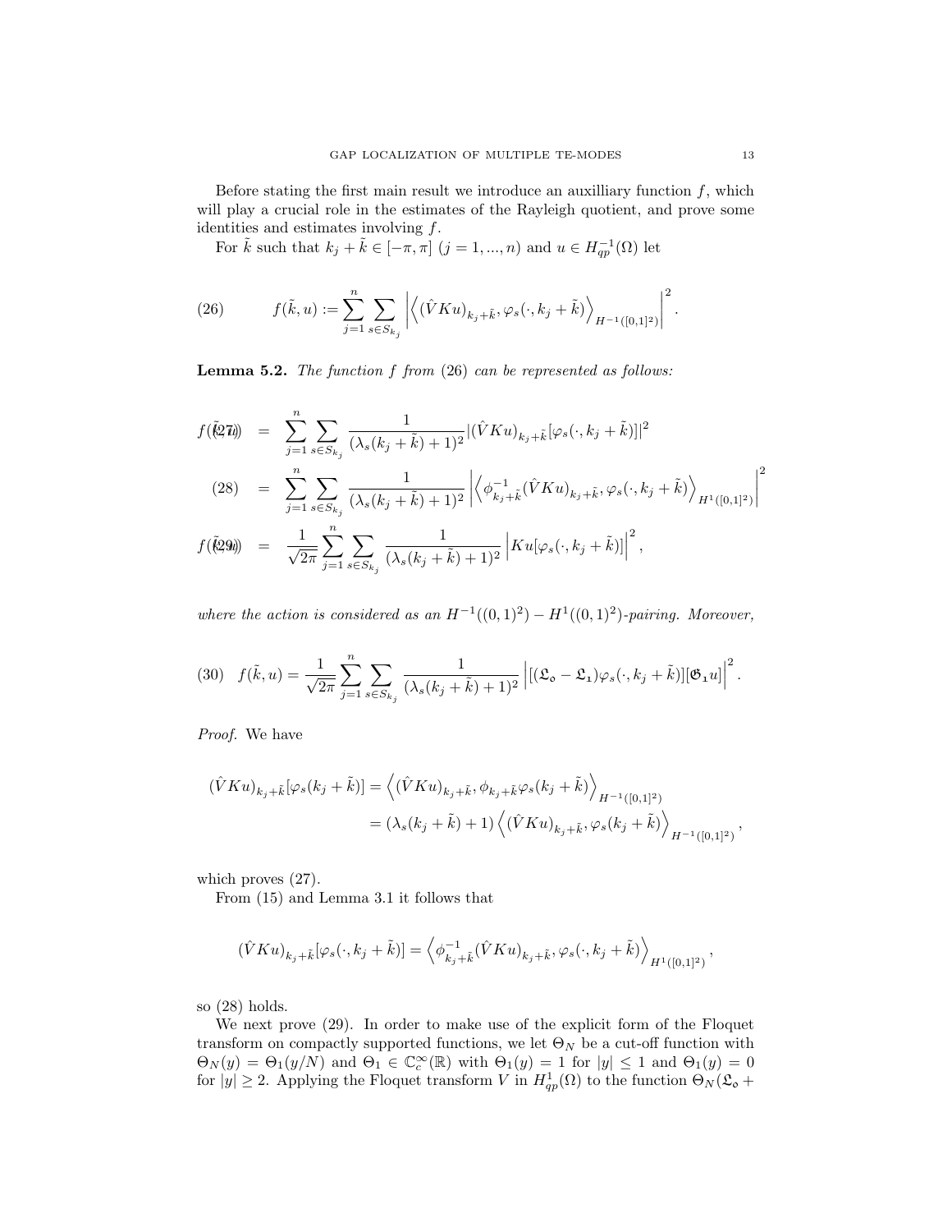Before stating the first main result we introduce an auxilliary function $f$, which will play a crucial role in the estimates of the Rayleigh quotient, and prove some identities and estimates involving $f$.

For $\tilde{k}$ such that $k_j + \tilde{k} \in [-\pi, \pi]$ $(j = 1, ..., n)$ and $u \in H^{-1}_{qp}(\Omega)$ let

$$f(\tilde{k}, u) := \sum_{j=1}^{n} \sum_{s \in S_{k_j}} \left| \left\langle (\hat{V}Ku)_{k_j+\tilde{k}}, \varphi_s(\cdot, k_j + \tilde{k}) \right\rangle_{H^{-1}([0,1]^2)} \right|^2. \tag{26}$$

**Lemma 5.2.** *The function $f$ from (26) can be represented as follows:*

$$f(\tilde{k}, u) = \sum_{j=1}^{n} \sum_{s \in S_{k_j}} \frac{1}{(\lambda_s(k_j + \tilde{k}) + 1)^2} |(\hat{V}Ku)_{k_j+\tilde{k}}[\varphi_s(\cdot, k_j + \tilde{k})]|^2 \tag{27}$$

$$= \sum_{j=1}^{n} \sum_{s \in S_{k_j}} \frac{1}{(\lambda_s(k_j + \tilde{k}) + 1)^2} \left| \left\langle \phi^{-1}_{k_j+\tilde{k}} (\hat{V}Ku)_{k_j+\tilde{k}}, \varphi_s(\cdot, k_j + \tilde{k}) \right\rangle_{H^1([0,1]^2)} \right|^2 \tag{28}$$

$$f(\tilde{k}, u) = \frac{1}{\sqrt{2\pi}} \sum_{j=1}^{n} \sum_{s \in S_{k_j}} \frac{1}{(\lambda_s(k_j + \tilde{k}) + 1)^2} \left| Ku[\varphi_s(\cdot, k_j + \tilde{k})] \right|^2, \tag{29}$$

*where the action is considered as an $H^{-1}((0,1)^2) - H^1((0,1)^2)$-pairing. Moreover,*

$$f(\tilde{k}, u) = \frac{1}{\sqrt{2\pi}} \sum_{j=1}^{n} \sum_{s \in S_{k_j}} \frac{1}{(\lambda_s(k_j + \tilde{k}) + 1)^2} \left| [(\mathfrak{L}_\mathfrak{o} - \mathfrak{L}_\mathfrak{1})\varphi_s(\cdot, k_j + \tilde{k})][\mathfrak{G}_\mathfrak{1} u] \right|^2. \tag{30}$$

*Proof.* We have

$$\begin{aligned} (\hat{V}Ku)_{k_j+\tilde{k}}[\varphi_s(k_j + \tilde{k})] &= \left\langle (\hat{V}Ku)_{k_j+\tilde{k}}, \phi_{k_j+\tilde{k}} \varphi_s(k_j + \tilde{k}) \right\rangle_{H^{-1}([0,1]^2)} \\ &= (\lambda_s(k_j + \tilde{k}) + 1) \left\langle (\hat{V}Ku)_{k_j+\tilde{k}}, \varphi_s(k_j + \tilde{k}) \right\rangle_{H^{-1}([0,1]^2)}, \end{aligned}$$

which proves (27).

From (15) and Lemma 3.1 it follows that

$$(\hat{V}Ku)_{k_j+\tilde{k}}[\varphi_s(\cdot, k_j + \tilde{k})] = \left\langle \phi^{-1}_{k_j+\tilde{k}} (\hat{V}Ku)_{k_j+\tilde{k}}, \varphi_s(\cdot, k_j + \tilde{k}) \right\rangle_{H^1([0,1]^2)},$$

so (28) holds.

We next prove (29). In order to make use of the explicit form of the Floquet transform on compactly supported functions, we let $\Theta_N$ be a cut-off function with $\Theta_N(y) = \Theta_1(y/N)$ and $\Theta_1 \in \mathbb{C}^\infty_c(\mathbb{R})$ with $\Theta_1(y) = 1$ for $|y| \le 1$ and $\Theta_1(y) = 0$ for $|y| \ge 2$. Applying the Floquet transform $V$ in $H^1_{qp}(\Omega)$ to the function $\Theta_N(\mathfrak{L}_\mathfrak{o} +$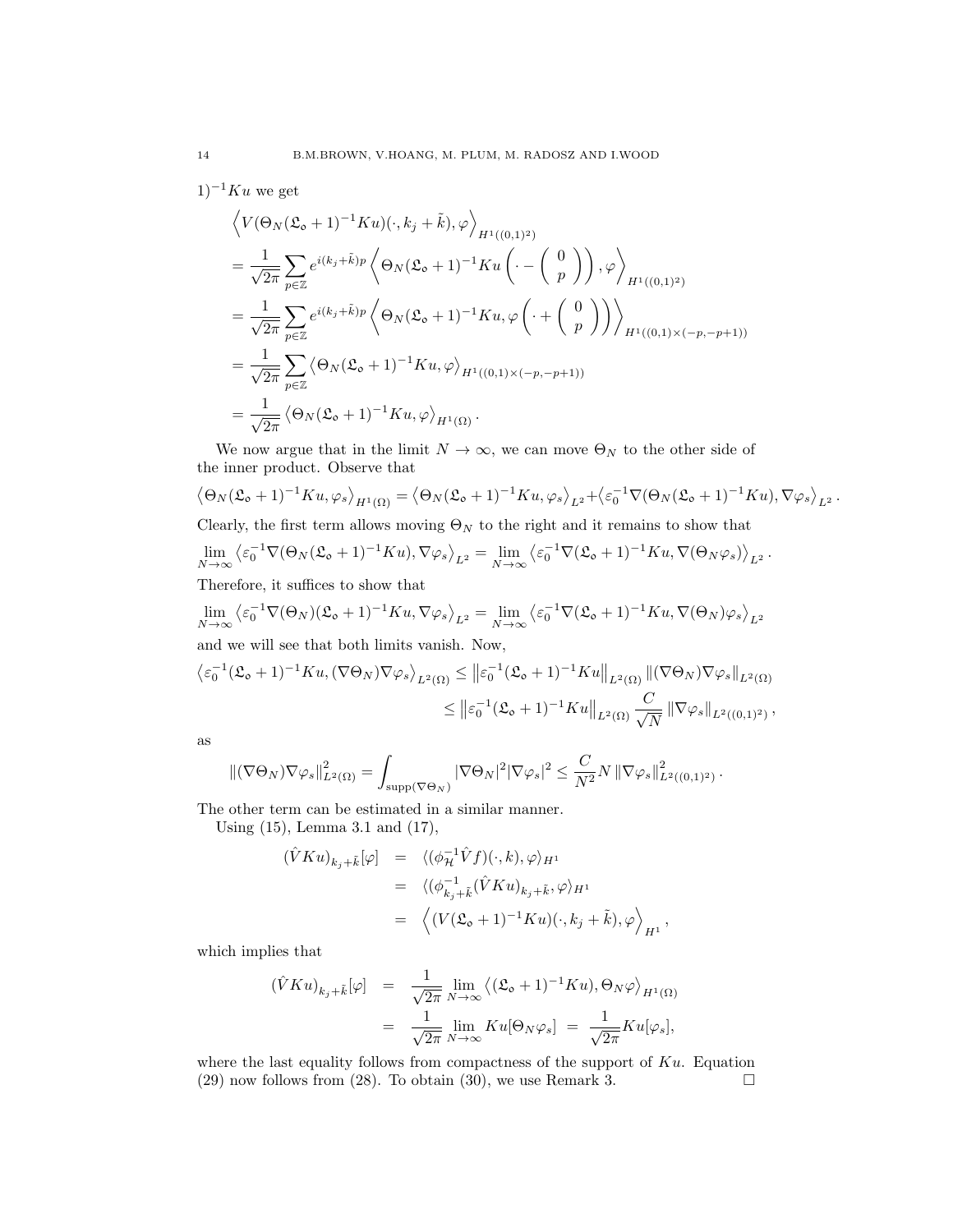$1)^{-1}Ku$ we get

$$
\begin{aligned}
&\left\langle V(\Theta_N(\mathfrak{L}_\mathfrak{o}+1)^{-1}Ku)(\cdot,k_j+\tilde{k}),\varphi\right\rangle_{H^1((0,1)^2)}\\
&=\frac{1}{\sqrt{2\pi}}\sum_{p\in\mathbb{Z}}e^{i(k_j+\tilde{k})p}\left\langle \Theta_N(\mathfrak{L}_\mathfrak{o}+1)^{-1}Ku\left(\cdot-\left(\begin{array}{c}0\\p\end{array}\right)\right),\varphi\right\rangle_{H^1((0,1)^2)}\\
&=\frac{1}{\sqrt{2\pi}}\sum_{p\in\mathbb{Z}}e^{i(k_j+\tilde{k})p}\left\langle \Theta_N(\mathfrak{L}_\mathfrak{o}+1)^{-1}Ku,\varphi\left(\cdot+\left(\begin{array}{c}0\\p\end{array}\right)\right)\right\rangle_{H^1((0,1)\times(-p,-p+1))}\\
&=\frac{1}{\sqrt{2\pi}}\sum_{p\in\mathbb{Z}}\left\langle \Theta_N(\mathfrak{L}_\mathfrak{o}+1)^{-1}Ku,\varphi\right\rangle_{H^1((0,1)\times(-p,-p+1))}\\
&=\frac{1}{\sqrt{2\pi}}\left\langle \Theta_N(\mathfrak{L}_\mathfrak{o}+1)^{-1}Ku,\varphi\right\rangle_{H^1(\Omega)}.
\end{aligned}
$$

We now argue that in the limit $N\to\infty$, we can move $\Theta_N$ to the other side of the inner product. Observe that

$$
\left\langle \Theta_N(\mathfrak{L}_\mathfrak{o}+1)^{-1}Ku,\varphi_s\right\rangle_{H^1(\Omega)}=\left\langle \Theta_N(\mathfrak{L}_\mathfrak{o}+1)^{-1}Ku,\varphi_s\right\rangle_{L^2}+\left\langle \varepsilon_0^{-1}\nabla(\Theta_N(\mathfrak{L}_\mathfrak{o}+1)^{-1}Ku),\nabla\varphi_s\right\rangle_{L^2}.
$$

Clearly, the first term allows moving $\Theta_N$ to the right and it remains to show that

$$
\lim_{N\to\infty}\left\langle \varepsilon_0^{-1}\nabla(\Theta_N(\mathfrak{L}_\mathfrak{o}+1)^{-1}Ku),\nabla\varphi_s\right\rangle_{L^2}=\lim_{N\to\infty}\left\langle \varepsilon_0^{-1}\nabla(\mathfrak{L}_\mathfrak{o}+1)^{-1}Ku,\nabla(\Theta_N\varphi_s)\right\rangle_{L^2}.
$$

Therefore, it suffices to show that

$$
\lim_{N\to\infty}\left\langle \varepsilon_0^{-1}\nabla(\Theta_N)(\mathfrak{L}_\mathfrak{o}+1)^{-1}Ku,\nabla\varphi_s\right\rangle_{L^2}=\lim_{N\to\infty}\left\langle \varepsilon_0^{-1}\nabla(\mathfrak{L}_\mathfrak{o}+1)^{-1}Ku,\nabla(\Theta_N)\varphi_s\right\rangle_{L^2}
$$

and we will see that both limits vanish. Now,

$$
\begin{aligned}
\left\langle \varepsilon_0^{-1}(\mathfrak{L}_\mathfrak{o}+1)^{-1}Ku,(\nabla\Theta_N)\nabla\varphi_s\right\rangle_{L^2(\Omega)}&\leq\left\|\varepsilon_0^{-1}(\mathfrak{L}_\mathfrak{o}+1)^{-1}Ku\right\|_{L^2(\Omega)}\|(\nabla\Theta_N)\nabla\varphi_s\|_{L^2(\Omega)}\\
&\leq\left\|\varepsilon_0^{-1}(\mathfrak{L}_\mathfrak{o}+1)^{-1}Ku\right\|_{L^2(\Omega)}\frac{C}{\sqrt{N}}\|\nabla\varphi_s\|_{L^2((0,1)^2)},
\end{aligned}
$$

as

$$
\|(\nabla\Theta_N)\nabla\varphi_s\|^2_{L^2(\Omega)}=\int_{\mathrm{supp}(\nabla\Theta_N)}|\nabla\Theta_N|^2|\nabla\varphi_s|^2\leq\frac{C}{N^2}N\|\nabla\varphi_s\|^2_{L^2((0,1)^2)}.
$$

The other term can be estimated in a similar manner.

Using (15), Lemma 3.1 and (17),

$$
\begin{aligned}
(\hat{V}Ku)_{k_j+\tilde{k}}[\varphi]&=\langle(\phi_{\mathcal{H}}^{-1}\hat{V}f)(\cdot,k),\varphi\rangle_{H^1}\\
&=\langle(\phi^{-1}_{k_j+\tilde{k}}(\hat{V}Ku)_{k_j+\tilde{k}},\varphi\rangle_{H^1}\\
&=\left\langle (V(\mathfrak{L}_\mathfrak{o}+1)^{-1}Ku)(\cdot,k_j+\tilde{k}),\varphi\right\rangle_{H^1},
\end{aligned}
$$

which implies that

$$
\begin{aligned}
(\hat{V}Ku)_{k_j+\tilde{k}}[\varphi]&=\frac{1}{\sqrt{2\pi}}\lim_{N\to\infty}\left\langle(\mathfrak{L}_\mathfrak{o}+1)^{-1}Ku),\Theta_N\varphi\right\rangle_{H^1(\Omega)}\\
&=\frac{1}{\sqrt{2\pi}}\lim_{N\to\infty}Ku[\Theta_N\varphi_s]\;=\;\frac{1}{\sqrt{2\pi}}Ku[\varphi_s],
\end{aligned}
$$

where the last equality follows from compactness of the support of $Ku$. Equation (29) now follows from (28). To obtain (30), we use Remark 3. $\square$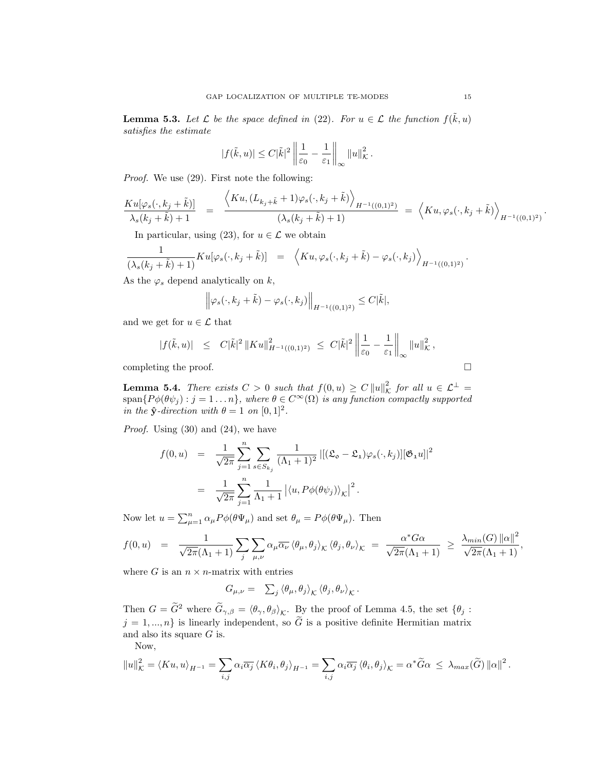**Lemma 5.3.** *Let $\mathcal{L}$ be the space defined in (22). For $u \in \mathcal{L}$ the function $f(\tilde{k}, u)$ satisfies the estimate*

$$|f(\tilde{k}, u)| \leq C|\tilde{k}|^2 \left\| \frac{1}{\varepsilon_0} - \frac{1}{\varepsilon_1} \right\|_\infty \|u\|_{\mathcal{K}}^2 .$$

*Proof.* We use (29). First note the following:

$$\frac{Ku[\varphi_s(\cdot, k_j + \tilde{k})]}{\lambda_s(k_j + \tilde{k}) + 1} = \frac{\left\langle Ku, (L_{k_j+\tilde{k}} + 1)\varphi_s(\cdot, k_j + \tilde{k}) \right\rangle_{H^{-1}((0,1)^2)}}{(\lambda_s(k_j + \tilde{k}) + 1)} = \left\langle Ku, \varphi_s(\cdot, k_j + \tilde{k}) \right\rangle_{H^{-1}((0,1)^2)} .$$

In particular, using (23), for $u \in \mathcal{L}$ we obtain

$$\frac{1}{(\lambda_s(k_j + \tilde{k}) + 1)} Ku[\varphi_s(\cdot, k_j + \tilde{k})] = \left\langle Ku, \varphi_s(\cdot, k_j + \tilde{k}) - \varphi_s(\cdot, k_j) \right\rangle_{H^{-1}((0,1)^2)} .$$

As the $\varphi_s$ depend analytically on $k$,

$$\left\| \varphi_s(\cdot, k_j + \tilde{k}) - \varphi_s(\cdot, k_j) \right\|_{H^{-1}((0,1)^2)} \leq C|\tilde{k}|,$$

and we get for $u \in \mathcal{L}$ that

$$|f(\tilde{k}, u)| \leq C|\tilde{k}|^2 \|Ku\|_{H^{-1}((0,1)^2)}^2 \leq C|\tilde{k}|^2 \left\| \frac{1}{\varepsilon_0} - \frac{1}{\varepsilon_1} \right\|_\infty \|u\|_{\mathcal{K}}^2 ,$$

completing the proof. $\square$

**Lemma 5.4.** *There exists $C > 0$ such that $f(0, u) \geq C \|u\|_{\mathcal{K}}^2$ for all $u \in \mathcal{L}^\perp = \operatorname{span}\{P\phi(\theta\psi_j) : j = 1 \ldots n\}$, where $\theta \in C^\infty(\Omega)$ is any function compactly supported in the $\hat{\mathbf{y}}$-direction with $\theta = 1$ on $[0,1]^2$.*

*Proof.* Using (30) and (24), we have

$$\begin{aligned} f(0, u) &= \frac{1}{\sqrt{2\pi}} \sum_{j=1}^n \sum_{s \in S_{k_j}} \frac{1}{(\Lambda_1 + 1)^2} |[(\mathfrak{L}_\mathfrak{o} - \mathfrak{L}_\mathbf{1})\varphi_s(\cdot, k_j)][\mathfrak{G}_\mathbf{1} u]|^2 \\ &= \frac{1}{\sqrt{2\pi}} \sum_{j=1}^n \frac{1}{\Lambda_1 + 1} \left| \langle u, P\phi(\theta\psi_j) \rangle_{\mathcal{K}} \right|^2 . \end{aligned}$$

Now let $u = \sum_{\mu=1}^n \alpha_\mu P\phi(\theta\Psi_\mu)$ and set $\theta_\mu = P\phi(\theta\Psi_\mu)$. Then

$$f(0, u) = \frac{1}{\sqrt{2\pi}(\Lambda_1 + 1)} \sum_j \sum_{\mu,\nu} \alpha_\mu \overline{\alpha_\nu} \langle \theta_\mu, \theta_j \rangle_{\mathcal{K}} \langle \theta_j, \theta_\nu \rangle_{\mathcal{K}} = \frac{\alpha^* G \alpha}{\sqrt{2\pi}(\Lambda_1 + 1)} \geq \frac{\lambda_{min}(G) \|\alpha\|^2}{\sqrt{2\pi}(\Lambda_1 + 1)},$$

where $G$ is an $n \times n$-matrix with entries

$$G_{\mu,\nu} = \sum_j \langle \theta_\mu, \theta_j \rangle_{\mathcal{K}} \langle \theta_j, \theta_\nu \rangle_{\mathcal{K}} .$$

Then $G = \widetilde{G}^2$ where $\widetilde{G}_{\gamma,\beta} = \langle \theta_\gamma, \theta_\beta \rangle_{\mathcal{K}}$. By the proof of Lemma 4.5, the set $\{\theta_j : j = 1, ..., n\}$ is linearly independent, so $\widetilde{G}$ is a positive definite Hermitian matrix and also its square $G$ is.

Now,

$$\|u\|_{\mathcal{K}}^2 = \langle Ku, u \rangle_{H^{-1}} = \sum_{i,j} \alpha_i \overline{\alpha_j} \langle K\theta_i, \theta_j \rangle_{H^{-1}} = \sum_{i,j} \alpha_i \overline{\alpha_j} \langle \theta_i, \theta_j \rangle_{\mathcal{K}} = \alpha^* \widetilde{G} \alpha \leq \lambda_{max}(\widetilde{G}) \|\alpha\|^2 .$$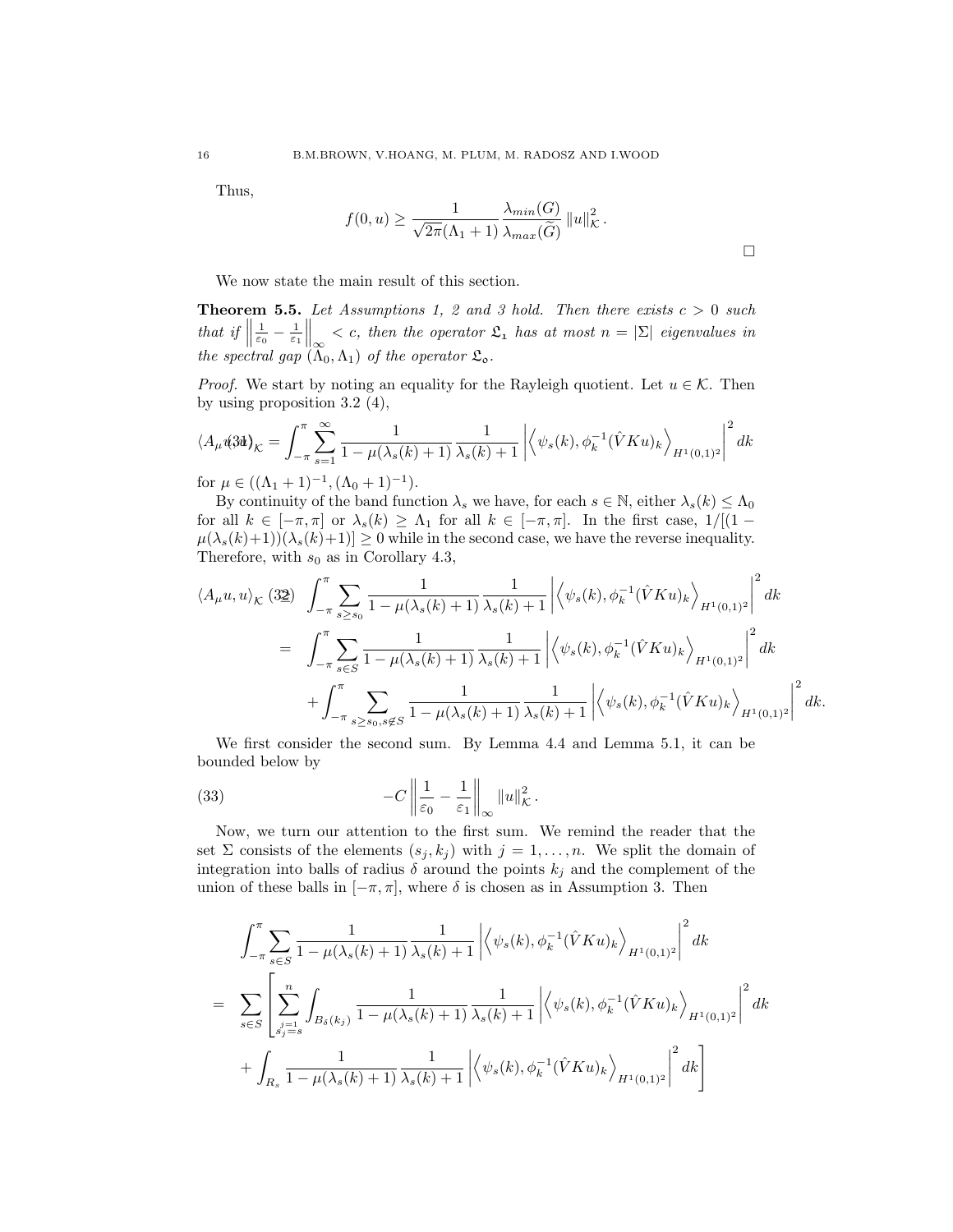Thus,

$$f(0,u) \geq \frac{1}{\sqrt{2\pi}(\Lambda_1+1)} \frac{\lambda_{min}(G)}{\lambda_{max}(\widetilde{G})} \|u\|_{\mathcal{K}}^2.$$

□

We now state the main result of this section.

**Theorem 5.5.** *Let Assumptions 1, 2 and 3 hold. Then there exists $c > 0$ such that if $\left\| \frac{1}{\varepsilon_0} - \frac{1}{\varepsilon_1} \right\|_\infty < c$, then the operator $\mathfrak{L}_1$ has at most $n = |\Sigma|$ eigenvalues in the spectral gap $(\Lambda_0, \Lambda_1)$ of the operator $\mathfrak{L}_o$.*

*Proof.* We start by noting an equality for the Rayleigh quotient. Let $u \in \mathcal{K}$. Then by using proposition 3.2 (4),

$$\langle A_\mu u, u\rangle_{\mathcal{K}} = \int_{-\pi}^{\pi} \sum_{s=1}^{\infty} \frac{1}{1-\mu(\lambda_s(k)+1)} \frac{1}{\lambda_s(k)+1} \left| \left\langle \psi_s(k), \phi_k^{-1}(\hat{V}Ku)_k \right\rangle_{H^1(0,1)^2} \right|^2 dk \tag{31}$$

for $\mu \in ((\Lambda_1+1)^{-1}, (\Lambda_0+1)^{-1})$.

By continuity of the band function $\lambda_s$ we have, for each $s \in \mathbb{N}$, either $\lambda_s(k) \leq \Lambda_0$ for all $k \in [-\pi, \pi]$ or $\lambda_s(k) \geq \Lambda_1$ for all $k \in [-\pi, \pi]$. In the first case, $1/[(1-\mu(\lambda_s(k)+1))(\lambda_s(k)+1)] \geq 0$ while in the second case, we have the reverse inequality. Therefore, with $s_0$ as in Corollary 4.3,

$$\begin{aligned}
\langle A_\mu u, u\rangle_{\mathcal{K}} &\geq \int_{-\pi}^{\pi} \sum_{s\geq s_0} \frac{1}{1-\mu(\lambda_s(k)+1)} \frac{1}{\lambda_s(k)+1} \left| \left\langle \psi_s(k), \phi_k^{-1}(\hat{V}Ku)_k \right\rangle_{H^1(0,1)^2} \right|^2 dk \\
&= \int_{-\pi}^{\pi} \sum_{s\in S} \frac{1}{1-\mu(\lambda_s(k)+1)} \frac{1}{\lambda_s(k)+1} \left| \left\langle \psi_s(k), \phi_k^{-1}(\hat{V}Ku)_k \right\rangle_{H^1(0,1)^2} \right|^2 dk \\
&\quad + \int_{-\pi}^{\pi} \sum_{s\geq s_0, s\notin S} \frac{1}{1-\mu(\lambda_s(k)+1)} \frac{1}{\lambda_s(k)+1} \left| \left\langle \psi_s(k), \phi_k^{-1}(\hat{V}Ku)_k \right\rangle_{H^1(0,1)^2} \right|^2 dk.
\end{aligned} \tag{32}$$

We first consider the second sum. By Lemma 4.4 and Lemma 5.1, it can be bounded below by

$$-C \left\| \frac{1}{\varepsilon_0} - \frac{1}{\varepsilon_1} \right\|_\infty \|u\|_{\mathcal{K}}^2. \tag{33}$$

Now, we turn our attention to the first sum. We remind the reader that the set $\Sigma$ consists of the elements $(s_j, k_j)$ with $j = 1, \dots, n$. We split the domain of integration into balls of radius $\delta$ around the points $k_j$ and the complement of the union of these balls in $[-\pi, \pi]$, where $\delta$ is chosen as in Assumption 3. Then

$$\begin{aligned}
&\int_{-\pi}^{\pi} \sum_{s\in S} \frac{1}{1-\mu(\lambda_s(k)+1)} \frac{1}{\lambda_s(k)+1} \left| \left\langle \psi_s(k), \phi_k^{-1}(\hat{V}Ku)_k \right\rangle_{H^1(0,1)^2} \right|^2 dk \\
=\ & \sum_{s\in S} \left[ \sum_{\substack{j=1 \\ s_j = s}}^{n} \int_{B_\delta(k_j)} \frac{1}{1-\mu(\lambda_s(k)+1)} \frac{1}{\lambda_s(k)+1} \left| \left\langle \psi_s(k), \phi_k^{-1}(\hat{V}Ku)_k \right\rangle_{H^1(0,1)^2} \right|^2 dk \right. \\
& \left. + \int_{R_s} \frac{1}{1-\mu(\lambda_s(k)+1)} \frac{1}{\lambda_s(k)+1} \left| \left\langle \psi_s(k), \phi_k^{-1}(\hat{V}Ku)_k \right\rangle_{H^1(0,1)^2} \right|^2 dk \right]
\end{aligned}$$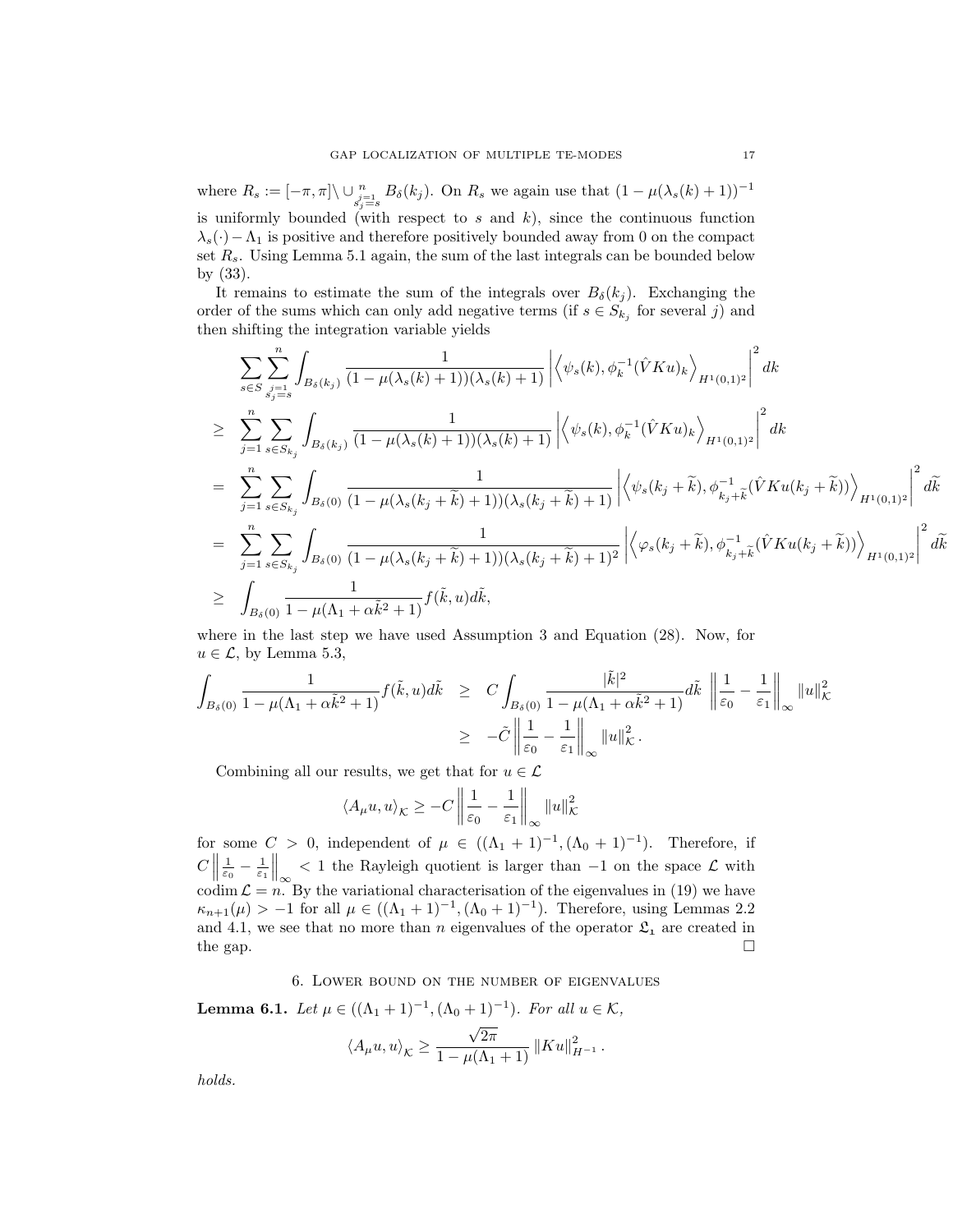where $R_s := [-\pi, \pi] \setminus \cup_{\substack{j=1 \\ s_j = s}}^n B_\delta(k_j)$. On $R_s$ we again use that $(1-\mu(\lambda_s(k)+1))^{-1}$ is uniformly bounded (with respect to $s$ and $k$), since the continuous function $\lambda_s(\cdot) - \Lambda_1$ is positive and therefore positively bounded away from 0 on the compact set $R_s$. Using Lemma 5.1 again, the sum of the last integrals can be bounded below by (33).

It remains to estimate the sum of the integrals over $B_\delta(k_j)$. Exchanging the order of the sums which can only add negative terms (if $s \in S_{k_j}$ for several $j$) and then shifting the integration variable yields

$$
\begin{aligned}
& \sum_{s \in S} \sum_{\substack{j=1 \\ s_j = s}}^{n} \int_{B_\delta(k_j)} \frac{1}{(1-\mu(\lambda_s(k)+1))(\lambda_s(k)+1)} \left| \left\langle \psi_s(k), \phi_k^{-1}(\hat{V}Ku)_k \right\rangle_{H^1(0,1)^2} \right|^2 dk \\
\geq \quad & \sum_{j=1}^{n} \sum_{s \in S_{k_j}} \int_{B_\delta(k_j)} \frac{1}{(1-\mu(\lambda_s(k)+1))(\lambda_s(k)+1)} \left| \left\langle \psi_s(k), \phi_k^{-1}(\hat{V}Ku)_k \right\rangle_{H^1(0,1)^2} \right|^2 dk \\
= \quad & \sum_{j=1}^{n} \sum_{s \in S_{k_j}} \int_{B_\delta(0)} \frac{1}{(1-\mu(\lambda_s(k_j+\widetilde{k})+1))(\lambda_s(k_j+\widetilde{k})+1)} \left| \left\langle \psi_s(k_j+\widetilde{k}), \phi_{k_j+\widetilde{k}}^{-1}(\hat{V}Ku(k_j+\widetilde{k})) \right\rangle_{H^1(0,1)^2} \right|^2 d\widetilde{k} \\
= \quad & \sum_{j=1}^{n} \sum_{s \in S_{k_j}} \int_{B_\delta(0)} \frac{1}{(1-\mu(\lambda_s(k_j+\widetilde{k})+1))(\lambda_s(k_j+\widetilde{k})+1)^2} \left| \left\langle \varphi_s(k_j+\widetilde{k}), \phi_{k_j+\widetilde{k}}^{-1}(\hat{V}Ku(k_j+\widetilde{k})) \right\rangle_{H^1(0,1)^2} \right|^2 d\widetilde{k} \\
\geq \quad & \int_{B_\delta(0)} \frac{1}{1-\mu(\Lambda_1 + \alpha\tilde{k}^2 + 1)} f(\tilde{k}, u) d\tilde{k},
\end{aligned}
$$

where in the last step we have used Assumption 3 and Equation (28). Now, for $u \in \mathcal{L}$, by Lemma 5.3,

$$
\begin{aligned}
\int_{B_\delta(0)} \frac{1}{1-\mu(\Lambda_1 + \alpha\tilde{k}^2 + 1)} f(\tilde{k}, u) d\tilde{k} \quad & \geq \quad C \int_{B_\delta(0)} \frac{|\tilde{k}|^2}{1-\mu(\Lambda_1 + \alpha\tilde{k}^2 + 1)} d\tilde{k} \; \left\| \frac{1}{\varepsilon_0} - \frac{1}{\varepsilon_1} \right\|_\infty \|u\|_{\mathcal{K}}^2 \\
& \geq \quad -\tilde{C} \left\| \frac{1}{\varepsilon_0} - \frac{1}{\varepsilon_1} \right\|_\infty \|u\|_{\mathcal{K}}^2 .
\end{aligned}
$$

Combining all our results, we get that for $u \in \mathcal{L}$

$$
\langle A_\mu u, u \rangle_{\mathcal{K}} \geq -C \left\| \frac{1}{\varepsilon_0} - \frac{1}{\varepsilon_1} \right\|_\infty \|u\|_{\mathcal{K}}^2
$$

for some $C > 0$, independent of $\mu \in ((\Lambda_1+1)^{-1}, (\Lambda_0+1)^{-1})$. Therefore, if $C \left\| \frac{1}{\varepsilon_0} - \frac{1}{\varepsilon_1} \right\|_\infty < 1$ the Rayleigh quotient is larger than $-1$ on the space $\mathcal{L}$ with $\operatorname{codim} \mathcal{L} = n$. By the variational characterisation of the eigenvalues in (19) we have $\kappa_{n+1}(\mu) > -1$ for all $\mu \in ((\Lambda_1+1)^{-1}, (\Lambda_0+1)^{-1})$. Therefore, using Lemmas 2.2 and 4.1, we see that no more than $n$ eigenvalues of the operator $\mathfrak{L}_1$ are created in the gap. $\square$

## 6. Lower bound on the number of eigenvalues

**Lemma 6.1.** *Let $\mu \in ((\Lambda_1+1)^{-1}, (\Lambda_0+1)^{-1})$. For all $u \in \mathcal{K}$,*

$$
\langle A_\mu u, u \rangle_{\mathcal{K}} \geq \frac{\sqrt{2\pi}}{1-\mu(\Lambda_1+1)} \|Ku\|_{H^{-1}}^2 .
$$

*holds.*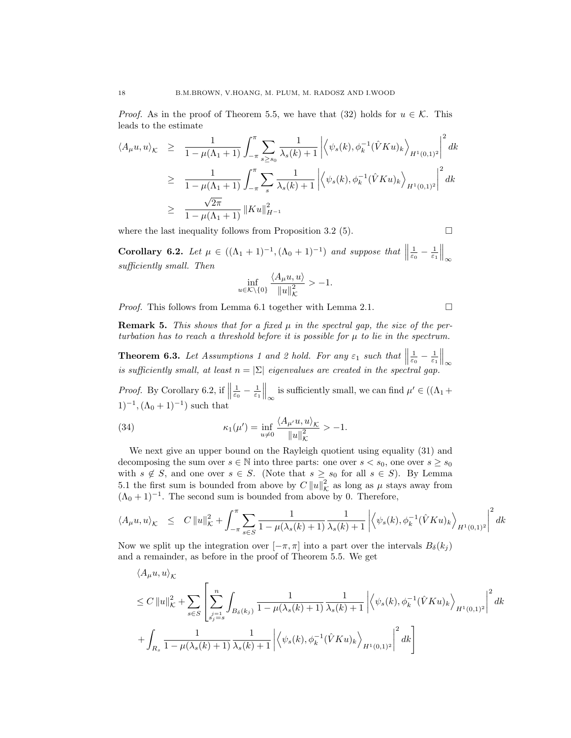*Proof.* As in the proof of Theorem 5.5, we have that (32) holds for $u \in \mathcal{K}$. This leads to the estimate

$$
\begin{aligned}
\langle A_\mu u, u\rangle_{\mathcal{K}} &\geq \frac{1}{1-\mu(\Lambda_1+1)} \int_{-\pi}^{\pi} \sum_{s\geq s_0} \frac{1}{\lambda_s(k)+1} \left| \left\langle \psi_s(k), \phi_k^{-1}(\hat{V}Ku)_k \right\rangle_{H^1(0,1)^2} \right|^2 dk \\
&\geq \frac{1}{1-\mu(\Lambda_1+1)} \int_{-\pi}^{\pi} \sum_{s} \frac{1}{\lambda_s(k)+1} \left| \left\langle \psi_s(k), \phi_k^{-1}(\hat{V}Ku)_k \right\rangle_{H^1(0,1)^2} \right|^2 dk \\
&\geq \frac{\sqrt{2\pi}}{1-\mu(\Lambda_1+1)} \|Ku\|_{H^{-1}}^2
\end{aligned}
$$

where the last inequality follows from Proposition 3.2 (5). □

**Corollary 6.2.** *Let $\mu \in ((\Lambda_1+1)^{-1}, (\Lambda_0+1)^{-1})$ and suppose that $\left\|\frac{1}{\varepsilon_0} - \frac{1}{\varepsilon_1}\right\|_\infty$ sufficiently small. Then*

$$
\inf_{u\in\mathcal{K}\setminus\{0\}} \frac{\langle A_\mu u, u\rangle}{\|u\|_{\mathcal{K}}^2} > -1.
$$

*Proof.* This follows from Lemma 6.1 together with Lemma 2.1. □

**Remark 5.** *This shows that for a fixed $\mu$ in the spectral gap, the size of the perturbation has to reach a threshold before it is possible for $\mu$ to lie in the spectrum.*

**Theorem 6.3.** *Let Assumptions 1 and 2 hold. For any $\varepsilon_1$ such that $\left\|\frac{1}{\varepsilon_0} - \frac{1}{\varepsilon_1}\right\|_\infty$ is sufficiently small, at least $n = |\Sigma|$ eigenvalues are created in the spectral gap.*

*Proof.* By Corollary 6.2, if $\left\|\frac{1}{\varepsilon_0} - \frac{1}{\varepsilon_1}\right\|_\infty$ is sufficiently small, we can find $\mu' \in ((\Lambda_1+1)^{-1}, (\Lambda_0+1)^{-1})$ such that

$$
\kappa_1(\mu') = \inf_{u\neq 0} \frac{\langle A_{\mu'} u, u\rangle_{\mathcal{K}}}{\|u\|_{\mathcal{K}}^2} > -1. \tag{34}
$$

We next give an upper bound on the Rayleigh quotient using equality (31) and decomposing the sum over $s \in \mathbb{N}$ into three parts: one over $s < s_0$, one over $s \geq s_0$ with $s \notin S$, and one over $s \in S$. (Note that $s \geq s_0$ for all $s \in S$). By Lemma 5.1 the first sum is bounded from above by $C\|u\|_{\mathcal{K}}^2$ as long as $\mu$ stays away from $(\Lambda_0+1)^{-1}$. The second sum is bounded from above by 0. Therefore,

$$
\langle A_\mu u, u\rangle_{\mathcal{K}} \leq C\|u\|_{\mathcal{K}}^2 + \int_{-\pi}^{\pi} \sum_{s\in S} \frac{1}{1-\mu(\lambda_s(k)+1)} \frac{1}{\lambda_s(k)+1} \left| \left\langle \psi_s(k), \phi_k^{-1}(\hat{V}Ku)_k \right\rangle_{H^1(0,1)^2} \right|^2 dk
$$

Now we split up the integration over $[-\pi, \pi]$ into a part over the intervals $B_\delta(k_j)$ and a remainder, as before in the proof of Theorem 5.5. We get

$$
\begin{aligned}
&\langle A_\mu u, u\rangle_{\mathcal{K}} \\
&\leq C\|u\|_{\mathcal{K}}^2 + \sum_{s\in S} \left[ \sum_{\substack{j=1 \\ s_j=s}}^{n} \int_{B_\delta(k_j)} \frac{1}{1-\mu(\lambda_s(k)+1)} \frac{1}{\lambda_s(k)+1} \left| \left\langle \psi_s(k), \phi_k^{-1}(\hat{V}Ku)_k \right\rangle_{H^1(0,1)^2} \right|^2 dk \right. \\
&\left. + \int_{R_s} \frac{1}{1-\mu(\lambda_s(k)+1)} \frac{1}{\lambda_s(k)+1} \left| \left\langle \psi_s(k), \phi_k^{-1}(\hat{V}Ku)_k \right\rangle_{H^1(0,1)^2} \right|^2 dk \right]
\end{aligned}
$$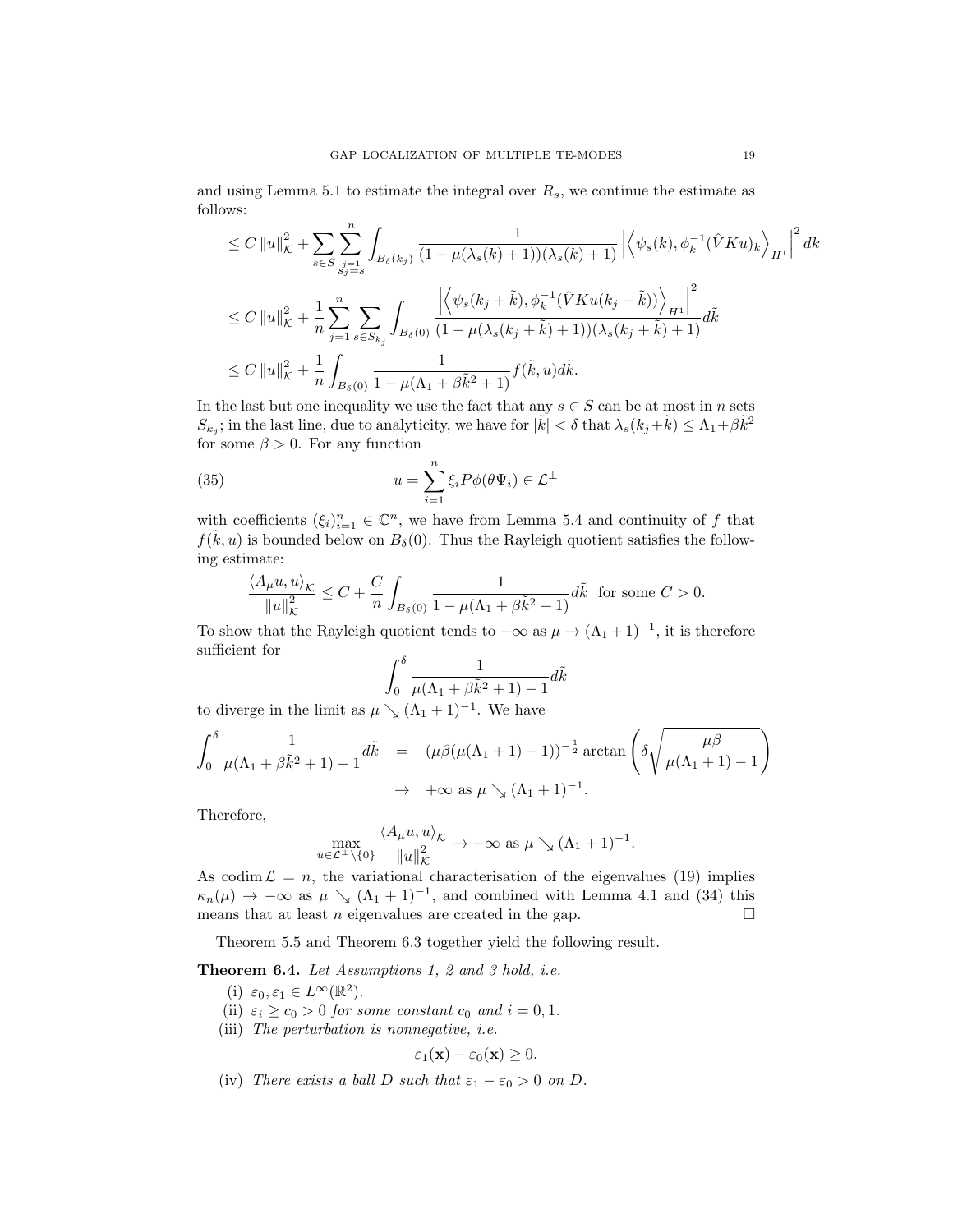and using Lemma 5.1 to estimate the integral over $R_s$, we continue the estimate as follows:

$$
\begin{aligned}
&\leq C\,\|u\|_{\mathcal{K}}^2 + \sum_{s\in S}\sum_{\substack{j=1\\ s_j=s}}^{n} \int_{B_\delta(k_j)} \frac{1}{(1-\mu(\lambda_s(k)+1))(\lambda_s(k)+1)} \left|\left\langle \psi_s(k), \phi_k^{-1}(\hat{V}Ku)_k \right\rangle_{H^1}\right|^2 dk \\
&\leq C\,\|u\|_{\mathcal{K}}^2 + \frac{1}{n}\sum_{j=1}^{n}\sum_{s\in S_{k_j}} \int_{B_\delta(0)} \frac{\left|\left\langle \psi_s(k_j+\tilde{k}), \phi_k^{-1}(\hat{V}Ku(k_j+\tilde{k}))\right\rangle_{H^1}\right|^2}{(1-\mu(\lambda_s(k_j+\tilde{k})+1))(\lambda_s(k_j+\tilde{k})+1)} d\tilde{k} \\
&\leq C\,\|u\|_{\mathcal{K}}^2 + \frac{1}{n}\int_{B_\delta(0)} \frac{1}{1-\mu(\Lambda_1+\beta\tilde{k}^2+1)} f(\tilde{k},u) d\tilde{k}.
\end{aligned}
$$

In the last but one inequality we use the fact that any $s \in S$ can be at most in $n$ sets $S_{k_j}$; in the last line, due to analyticity, we have for $|\tilde{k}| < \delta$ that $\lambda_s(k_j+\tilde{k}) \leq \Lambda_1 + \beta\tilde{k}^2$ for some $\beta > 0$. For any function

$$
u = \sum_{i=1}^{n} \xi_i P\phi(\theta\Psi_i) \in \mathcal{L}^\perp \tag{35}
$$

with coefficients $(\xi_i)_{i=1}^n \in \mathbb{C}^n$, we have from Lemma 5.4 and continuity of $f$ that $f(\tilde{k}, u)$ is bounded below on $B_\delta(0)$. Thus the Rayleigh quotient satisfies the following estimate:

$$
\frac{\langle A_\mu u, u\rangle_{\mathcal{K}}}{\|u\|_{\mathcal{K}}^2} \leq C + \frac{C}{n}\int_{B_\delta(0)} \frac{1}{1-\mu(\Lambda_1+\beta\tilde{k}^2+1)} d\tilde{k} \quad \text{for some } C > 0.
$$

To show that the Rayleigh quotient tends to $-\infty$ as $\mu \to (\Lambda_1+1)^{-1}$, it is therefore sufficient for

$$
\int_0^\delta \frac{1}{\mu(\Lambda_1+\beta\tilde{k}^2+1)-1} d\tilde{k}
$$

to diverge in the limit as $\mu \searrow (\Lambda_1+1)^{-1}$. We have

$$
\begin{aligned}
\int_0^\delta \frac{1}{\mu(\Lambda_1+\beta\tilde{k}^2+1)-1} d\tilde{k} &= (\mu\beta(\mu(\Lambda_1+1)-1))^{-\frac{1}{2}} \arctan\left(\delta\sqrt{\frac{\mu\beta}{\mu(\Lambda_1+1)-1}}\right) \\
&\to +\infty \text{ as } \mu \searrow (\Lambda_1+1)^{-1}.
\end{aligned}
$$

Therefore,

$$
\max_{u\in\mathcal{L}^\perp\setminus\{0\}} \frac{\langle A_\mu u, u\rangle_{\mathcal{K}}}{\|u\|_{\mathcal{K}}^2} \to -\infty \text{ as } \mu \searrow (\Lambda_1+1)^{-1}.
$$

As $\operatorname{codim}\mathcal{L} = n$, the variational characterisation of the eigenvalues (19) implies $\kappa_n(\mu) \to -\infty$ as $\mu \searrow (\Lambda_1+1)^{-1}$, and combined with Lemma 4.1 and (34) this means that at least $n$ eigenvalues are created in the gap. $\square$

Theorem 5.5 and Theorem 6.3 together yield the following result.

**Theorem 6.4.** *Let Assumptions 1, 2 and 3 hold, i.e.*

(i) $\varepsilon_0, \varepsilon_1 \in L^\infty(\mathbb{R}^2)$.

(ii) $\varepsilon_i \geq c_0 > 0$ *for some constant* $c_0$ *and* $i = 0, 1$.

(iii) *The perturbation is nonnegative, i.e.*

$$
\varepsilon_1(\mathbf{x}) - \varepsilon_0(\mathbf{x}) \geq 0.
$$

(iv) *There exists a ball* $D$ *such that* $\varepsilon_1 - \varepsilon_0 > 0$ *on* $D$.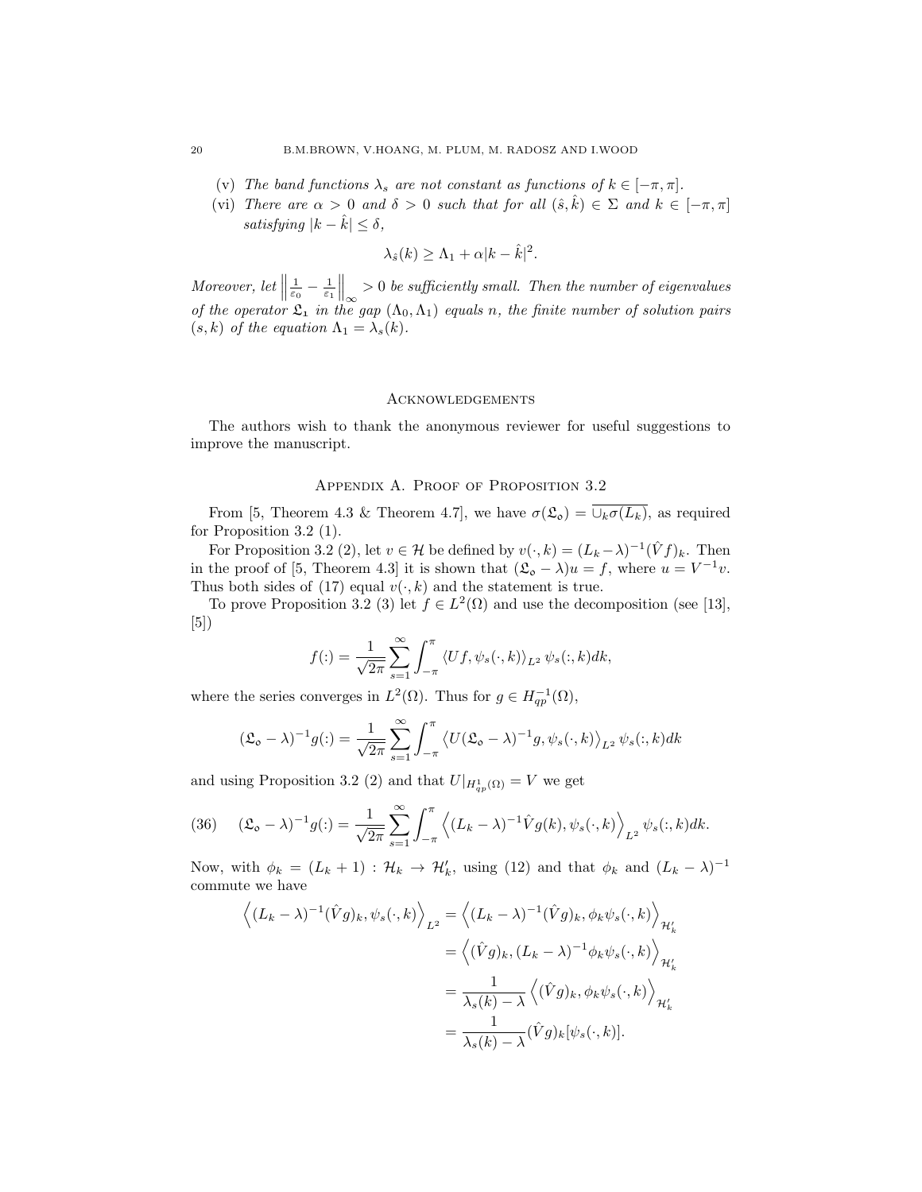(v) *The band functions $\lambda_s$ are not constant as functions of $k \in [-\pi, \pi]$.*

(vi) *There are $\alpha > 0$ and $\delta > 0$ such that for all $(\hat{s}, \hat{k}) \in \Sigma$ and $k \in [-\pi, \pi]$ satisfying $|k - \hat{k}| \leq \delta$,*

$$\lambda_{\hat{s}}(k) \geq \Lambda_1 + \alpha |k - \hat{k}|^2.$$

*Moreover, let $\left\| \frac{1}{\varepsilon_0} - \frac{1}{\varepsilon_1} \right\|_\infty > 0$ be sufficiently small. Then the number of eigenvalues of the operator $\mathfrak{L}_1$ in the gap $(\Lambda_0, \Lambda_1)$ equals $n$, the finite number of solution pairs $(s, k)$ of the equation $\Lambda_1 = \lambda_s(k)$.*

## Acknowledgements

The authors wish to thank the anonymous reviewer for useful suggestions to improve the manuscript.

## Appendix A. Proof of Proposition 3.2

From [5, Theorem 4.3 & Theorem 4.7], we have $\sigma(\mathfrak{L}_\mathfrak{o}) = \overline{\cup_k \sigma(L_k)}$, as required for Proposition 3.2 (1).

For Proposition 3.2 (2), let $v \in \mathcal{H}$ be defined by $v(\cdot, k) = (L_k - \lambda)^{-1}(\hat{V} f)_k$. Then in the proof of [5, Theorem 4.3] it is shown that $(\mathfrak{L}_\mathfrak{o} - \lambda)u = f$, where $u = V^{-1}v$. Thus both sides of (17) equal $v(\cdot, k)$ and the statement is true.

To prove Proposition 3.2 (3) let $f \in L^2(\Omega)$ and use the decomposition (see [13], [5])

$$f(:) = \frac{1}{\sqrt{2\pi}} \sum_{s=1}^{\infty} \int_{-\pi}^{\pi} \langle Uf, \psi_s(\cdot, k) \rangle_{L^2} \, \psi_s(:, k) dk,$$

where the series converges in $L^2(\Omega)$. Thus for $g \in H^{-1}_{qp}(\Omega)$,

$$(\mathfrak{L}_\mathfrak{o} - \lambda)^{-1} g(:) = \frac{1}{\sqrt{2\pi}} \sum_{s=1}^{\infty} \int_{-\pi}^{\pi} \left\langle U(\mathfrak{L}_\mathfrak{o} - \lambda)^{-1} g, \psi_s(\cdot, k) \right\rangle_{L^2} \psi_s(:, k) dk$$

and using Proposition 3.2 (2) and that $U|_{H^1_{qp}(\Omega)} = V$ we get

$$(36) \qquad (\mathfrak{L}_\mathfrak{o} - \lambda)^{-1} g(:) = \frac{1}{\sqrt{2\pi}} \sum_{s=1}^{\infty} \int_{-\pi}^{\pi} \left\langle (L_k - \lambda)^{-1} \hat{V} g(k), \psi_s(\cdot, k) \right\rangle_{L^2} \psi_s(:, k) dk.$$

Now, with $\phi_k = (L_k + 1) : \mathcal{H}_k \to \mathcal{H}_k'$, using (12) and that $\phi_k$ and $(L_k - \lambda)^{-1}$ commute we have

$$\begin{aligned}
\left\langle (L_k - \lambda)^{-1} (\hat{V} g)_k, \psi_s(\cdot, k) \right\rangle_{L^2} &= \left\langle (L_k - \lambda)^{-1} (\hat{V} g)_k, \phi_k \psi_s(\cdot, k) \right\rangle_{\mathcal{H}_k'} \\
&= \left\langle (\hat{V} g)_k, (L_k - \lambda)^{-1} \phi_k \psi_s(\cdot, k) \right\rangle_{\mathcal{H}_k'} \\
&= \frac{1}{\lambda_s(k) - \lambda} \left\langle (\hat{V} g)_k, \phi_k \psi_s(\cdot, k) \right\rangle_{\mathcal{H}_k'} \\
&= \frac{1}{\lambda_s(k) - \lambda} (\hat{V} g)_k [\psi_s(\cdot, k)].
\end{aligned}$$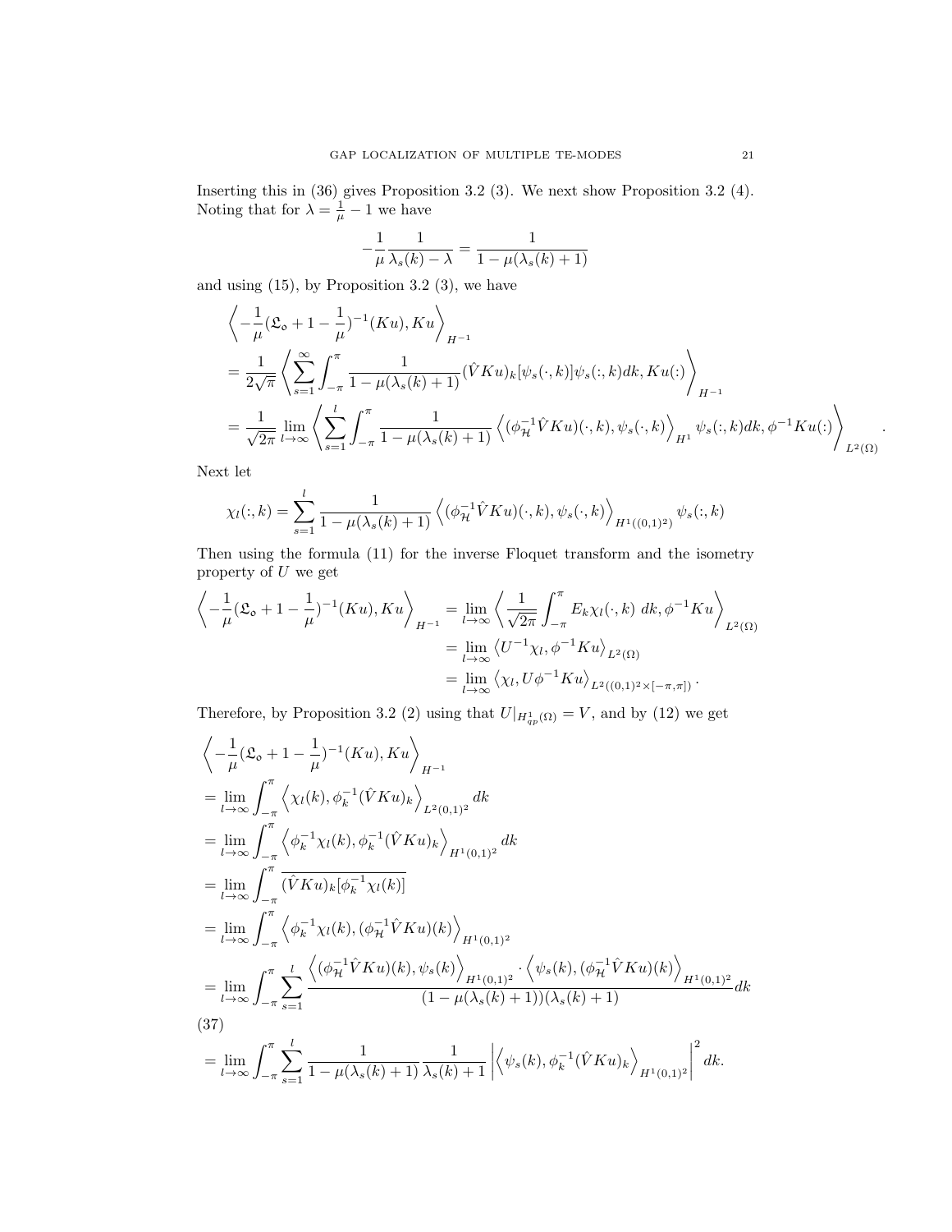Inserting this in (36) gives Proposition 3.2 (3). We next show Proposition 3.2 (4). Noting that for $\lambda = \frac{1}{\mu} - 1$ we have

$$-\frac{1}{\mu}\frac{1}{\lambda_s(k)-\lambda} = \frac{1}{1-\mu(\lambda_s(k)+1)}$$

and using (15), by Proposition 3.2 (3), we have

$$\begin{aligned}
&\left\langle -\frac{1}{\mu}(\mathfrak{L}_{\mathfrak{o}} + 1 - \frac{1}{\mu})^{-1}(Ku), Ku \right\rangle_{H^{-1}} \\
&= \frac{1}{2\sqrt{\pi}} \left\langle \sum_{s=1}^{\infty} \int_{-\pi}^{\pi} \frac{1}{1-\mu(\lambda_s(k)+1)} (\hat{V}Ku)_k[\psi_s(\cdot,k)]\psi_s(:,k)dk, Ku(:) \right\rangle_{H^{-1}} \\
&= \frac{1}{\sqrt{2\pi}} \lim_{l\to\infty} \left\langle \sum_{s=1}^{l} \int_{-\pi}^{\pi} \frac{1}{1-\mu(\lambda_s(k)+1)} \left\langle (\phi_{\mathcal{H}}^{-1}\hat{V}Ku)(\cdot,k), \psi_s(\cdot,k) \right\rangle_{H^1} \psi_s(:,k)dk, \phi^{-1}Ku(:) \right\rangle_{L^2(\Omega)}.
\end{aligned}$$

Next let

$$\chi_l(:,k) = \sum_{s=1}^{l} \frac{1}{1-\mu(\lambda_s(k)+1)} \left\langle (\phi_{\mathcal{H}}^{-1}\hat{V}Ku)(\cdot,k), \psi_s(\cdot,k) \right\rangle_{H^1((0,1)^2)} \psi_s(:,k)$$

Then using the formula (11) for the inverse Floquet transform and the isometry property of $U$ we get

$$\begin{aligned}
\left\langle -\frac{1}{\mu}(\mathfrak{L}_{\mathfrak{o}} + 1 - \frac{1}{\mu})^{-1}(Ku), Ku \right\rangle_{H^{-1}} &= \lim_{l\to\infty} \left\langle \frac{1}{\sqrt{2\pi}} \int_{-\pi}^{\pi} E_k\chi_l(\cdot,k)\; dk, \phi^{-1}Ku \right\rangle_{L^2(\Omega)} \\
&= \lim_{l\to\infty} \left\langle U^{-1}\chi_l, \phi^{-1}Ku \right\rangle_{L^2(\Omega)} \\
&= \lim_{l\to\infty} \left\langle \chi_l, U\phi^{-1}Ku \right\rangle_{L^2((0,1)^2\times[-\pi,\pi])}.
\end{aligned}$$

Therefore, by Proposition 3.2 (2) using that $U|_{H^1_{qp}(\Omega)} = V$, and by (12) we get

$$\begin{aligned}
&\left\langle -\frac{1}{\mu}(\mathfrak{L}_{\mathfrak{o}} + 1 - \frac{1}{\mu})^{-1}(Ku), Ku \right\rangle_{H^{-1}} \\
&= \lim_{l\to\infty} \int_{-\pi}^{\pi} \left\langle \chi_l(k), \phi_k^{-1}(\hat{V}Ku)_k \right\rangle_{L^2(0,1)^2} dk \\
&= \lim_{l\to\infty} \int_{-\pi}^{\pi} \left\langle \phi_k^{-1}\chi_l(k), \phi_k^{-1}(\hat{V}Ku)_k \right\rangle_{H^1(0,1)^2} dk \\
&= \lim_{l\to\infty} \int_{-\pi}^{\pi} \overline{(\hat{V}Ku)_k[\phi_k^{-1}\chi_l(k)]} \\
&= \lim_{l\to\infty} \int_{-\pi}^{\pi} \left\langle \phi_k^{-1}\chi_l(k), (\phi_{\mathcal{H}}^{-1}\hat{V}Ku)(k) \right\rangle_{H^1(0,1)^2} \\
&= \lim_{l\to\infty} \int_{-\pi}^{\pi} \sum_{s=1}^{l} \frac{\left\langle (\phi_{\mathcal{H}}^{-1}\hat{V}Ku)(k), \psi_s(k) \right\rangle_{H^1(0,1)^2} \cdot \left\langle \psi_s(k), (\phi_{\mathcal{H}}^{-1}\hat{V}Ku)(k) \right\rangle_{H^1(0,1)^2}}{(1-\mu(\lambda_s(k)+1))(\lambda_s(k)+1)} dk
\end{aligned}$$

(37)

$$= \lim_{l\to\infty} \int_{-\pi}^{\pi} \sum_{s=1}^{l} \frac{1}{1-\mu(\lambda_s(k)+1)} \frac{1}{\lambda_s(k)+1} \left| \left\langle \psi_s(k), \phi_k^{-1}(\hat{V}Ku)_k \right\rangle_{H^1(0,1)^2} \right|^2 dk.$$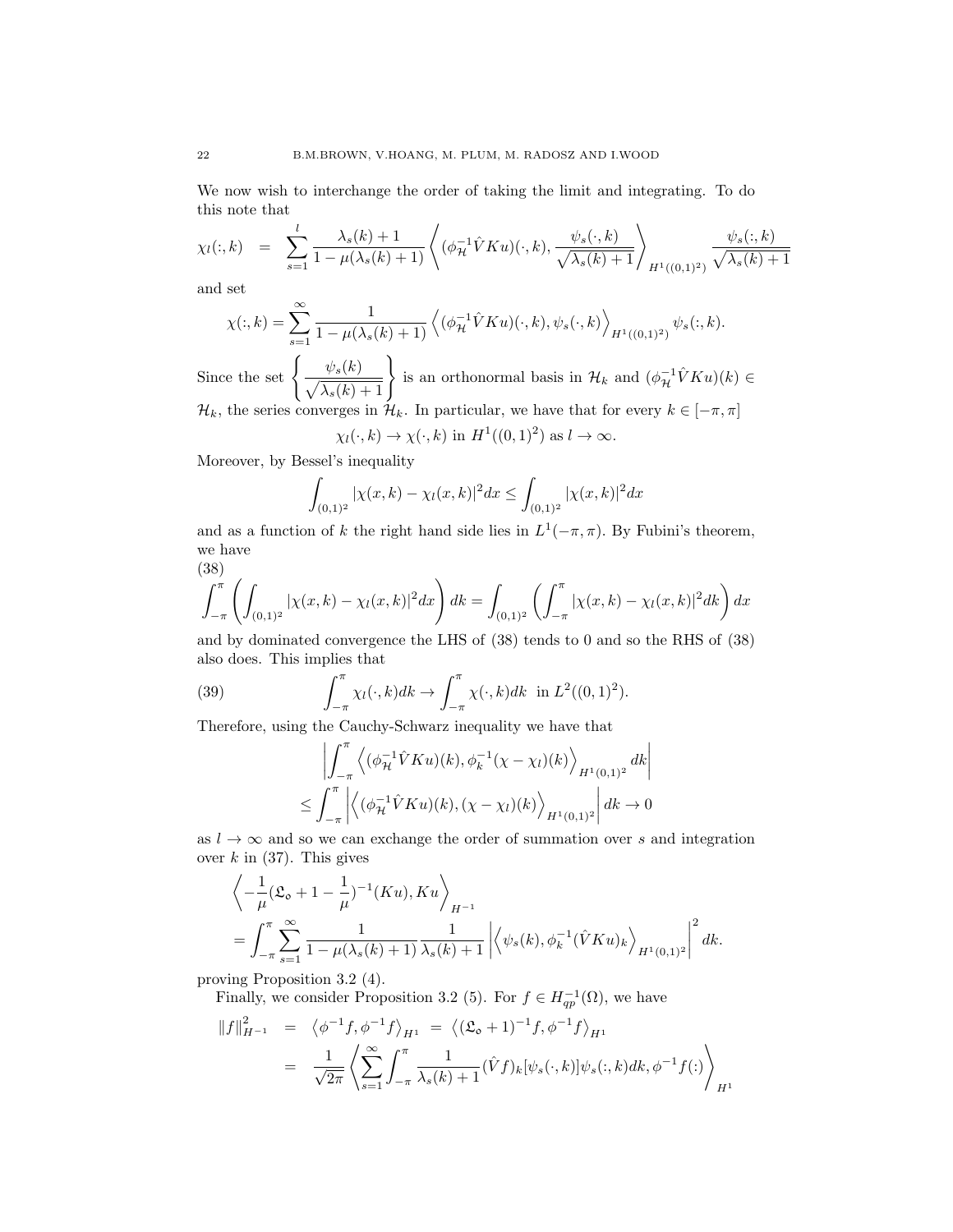We now wish to interchange the order of taking the limit and integrating. To do this note that

$$\chi_l(:,k) \quad = \quad \sum_{s=1}^{l} \frac{\lambda_s(k)+1}{1-\mu(\lambda_s(k)+1)} \left\langle (\phi_{\mathcal{H}}^{-1}\hat{V}Ku)(\cdot,k), \frac{\psi_s(\cdot,k)}{\sqrt{\lambda_s(k)+1}} \right\rangle_{H^1((0,1)^2)} \frac{\psi_s(:,k)}{\sqrt{\lambda_s(k)+1}}$$

and set

$$\chi(:,k) = \sum_{s=1}^{\infty} \frac{1}{1-\mu(\lambda_s(k)+1)} \left\langle (\phi_{\mathcal{H}}^{-1}\hat{V}Ku)(\cdot,k), \psi_s(\cdot,k) \right\rangle_{H^1((0,1)^2)} \psi_s(:,k).$$

Since the set $\left\{ \frac{\psi_s(k)}{\sqrt{\lambda_s(k)+1}} \right\}$ is an orthonormal basis in $\mathcal{H}_k$ and $(\phi_{\mathcal{H}}^{-1}\hat{V}Ku)(k) \in \mathcal{H}_k$, the series converges in $\mathcal{H}_k$. In particular, we have that for every $k \in [-\pi,\pi]$

$$\chi_l(\cdot,k) \to \chi(\cdot,k) \text{ in } H^1((0,1)^2) \text{ as } l \to \infty.$$

Moreover, by Bessel's inequality

$$\int_{(0,1)^2} |\chi(x,k) - \chi_l(x,k)|^2 dx \leq \int_{(0,1)^2} |\chi(x,k)|^2 dx$$

and as a function of $k$ the right hand side lies in $L^1(-\pi,\pi)$. By Fubini's theorem, we have

(38)
$$\int_{-\pi}^{\pi} \left( \int_{(0,1)^2} |\chi(x,k) - \chi_l(x,k)|^2 dx \right) dk = \int_{(0,1)^2} \left( \int_{-\pi}^{\pi} |\chi(x,k) - \chi_l(x,k)|^2 dk \right) dx$$

and by dominated convergence the LHS of (38) tends to 0 and so the RHS of (38) also does. This implies that

$$\int_{-\pi}^{\pi} \chi_l(\cdot,k) dk \to \int_{-\pi}^{\pi} \chi(\cdot,k) dk \ \text{ in } L^2((0,1)^2). \tag{39}$$

Therefore, using the Cauchy-Schwarz inequality we have that

$$\left| \int_{-\pi}^{\pi} \left\langle (\phi_{\mathcal{H}}^{-1}\hat{V}Ku)(k), \phi_k^{-1}(\chi - \chi_l)(k) \right\rangle_{H^1(0,1)^2} dk \right|$$
$$\leq \int_{-\pi}^{\pi} \left| \left\langle (\phi_{\mathcal{H}}^{-1}\hat{V}Ku)(k), (\chi - \chi_l)(k) \right\rangle_{H^1(0,1)^2} \right| dk \to 0$$

as $l \to \infty$ and so we can exchange the order of summation over $s$ and integration over $k$ in (37). This gives

$$\left\langle -\frac{1}{\mu}(\mathfrak{L}_\mathfrak{o} + 1 - \frac{1}{\mu})^{-1}(Ku), Ku \right\rangle_{H^{-1}}$$
$$= \int_{-\pi}^{\pi} \sum_{s=1}^{\infty} \frac{1}{1-\mu(\lambda_s(k)+1)} \frac{1}{\lambda_s(k)+1} \left| \left\langle \psi_s(k), \phi_k^{-1}(\hat{V}Ku)_k \right\rangle_{H^1(0,1)^2} \right|^2 dk.$$

proving Proposition 3.2 (4).

Finally, we consider Proposition 3.2 (5). For $f \in H_{qp}^{-1}(\Omega)$, we have

$$\begin{aligned}
\|f\|_{H^{-1}}^2 &= \left\langle \phi^{-1}f, \phi^{-1}f \right\rangle_{H^1} = \left\langle (\mathfrak{L}_\mathfrak{o}+1)^{-1}f, \phi^{-1}f \right\rangle_{H^1} \\
&= \frac{1}{\sqrt{2\pi}} \left\langle \sum_{s=1}^{\infty} \int_{-\pi}^{\pi} \frac{1}{\lambda_s(k)+1} (\hat{V}f)_k[\psi_s(\cdot,k)]\psi_s(:,k) dk, \phi^{-1}f(:) \right\rangle_{H^1}
\end{aligned}$$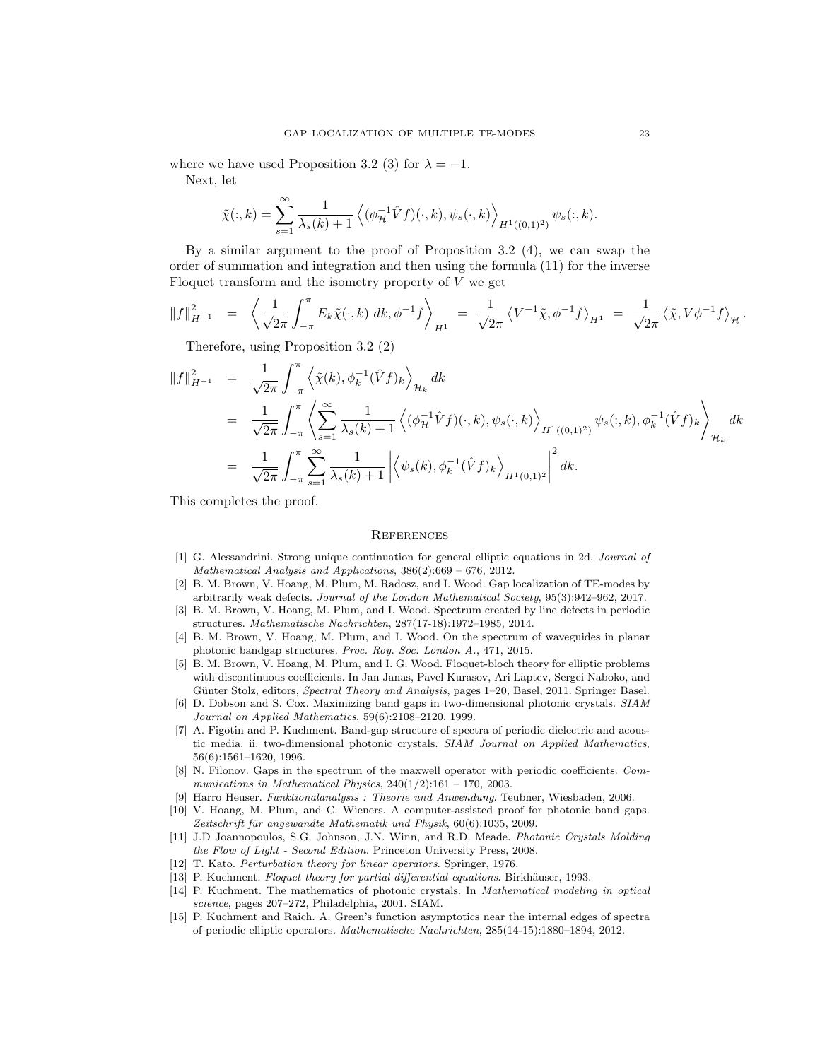where we have used Proposition 3.2 (3) for $\lambda = -1$.

Next, let

$$\tilde{\chi}(:,k) = \sum_{s=1}^{\infty} \frac{1}{\lambda_s(k)+1} \left\langle (\phi_{\mathcal{H}}^{-1} \hat{V} f)(\cdot,k), \psi_s(\cdot,k) \right\rangle_{H^1((0,1)^2)} \psi_s(:,k).$$

By a similar argument to the proof of Proposition 3.2 (4), we can swap the order of summation and integration and then using the formula (11) for the inverse Floquet transform and the isometry property of $V$ we get

$$\|f\|_{H^{-1}}^2 = \left\langle \frac{1}{\sqrt{2\pi}} \int_{-\pi}^{\pi} E_k \tilde{\chi}(\cdot,k)\, dk, \phi^{-1} f \right\rangle_{H^1} = \frac{1}{\sqrt{2\pi}} \left\langle V^{-1} \tilde{\chi}, \phi^{-1} f \right\rangle_{H^1} = \frac{1}{\sqrt{2\pi}} \left\langle \tilde{\chi}, V \phi^{-1} f \right\rangle_{\mathcal{H}}.$$

Therefore, using Proposition 3.2 (2)

$$\begin{aligned}
\|f\|_{H^{-1}}^2 &= \frac{1}{\sqrt{2\pi}} \int_{-\pi}^{\pi} \left\langle \tilde{\chi}(k), \phi_k^{-1} (\hat{V} f)_k \right\rangle_{\mathcal{H}_k} dk \\
&= \frac{1}{\sqrt{2\pi}} \int_{-\pi}^{\pi} \left\langle \sum_{s=1}^{\infty} \frac{1}{\lambda_s(k)+1} \left\langle (\phi_{\mathcal{H}}^{-1} \hat{V} f)(\cdot,k), \psi_s(\cdot,k) \right\rangle_{H^1((0,1)^2)} \psi_s(:,k), \phi_k^{-1} (\hat{V} f)_k \right\rangle_{\mathcal{H}_k} dk \\
&= \frac{1}{\sqrt{2\pi}} \int_{-\pi}^{\pi} \sum_{s=1}^{\infty} \frac{1}{\lambda_s(k)+1} \left| \left\langle \psi_s(k), \phi_k^{-1} (\hat{V} f)_k \right\rangle_{H^1(0,1)^2} \right|^2 dk.
\end{aligned}$$

This completes the proof.

## References

[1] G. Alessandrini. Strong unique continuation for general elliptic equations in 2d. *Journal of Mathematical Analysis and Applications*, 386(2):669 – 676, 2012.

[2] B. M. Brown, V. Hoang, M. Plum, M. Radosz, and I. Wood. Gap localization of TE-modes by arbitrarily weak defects. *Journal of the London Mathematical Society*, 95(3):942–962, 2017.

[3] B. M. Brown, V. Hoang, M. Plum, and I. Wood. Spectrum created by line defects in periodic structures. *Mathematische Nachrichten*, 287(17-18):1972–1985, 2014.

[4] B. M. Brown, V. Hoang, M. Plum, and I. Wood. On the spectrum of waveguides in planar photonic bandgap structures. *Proc. Roy. Soc. London A.*, 471, 2015.

[5] B. M. Brown, V. Hoang, M. Plum, and I. G. Wood. Floquet-bloch theory for elliptic problems with discontinuous coefficients. In Jan Janas, Pavel Kurasov, Ari Laptev, Sergei Naboko, and Günter Stolz, editors, *Spectral Theory and Analysis*, pages 1–20, Basel, 2011. Springer Basel.

[6] D. Dobson and S. Cox. Maximizing band gaps in two-dimensional photonic crystals. *SIAM Journal on Applied Mathematics*, 59(6):2108–2120, 1999.

[7] A. Figotin and P. Kuchment. Band-gap structure of spectra of periodic dielectric and acoustic media. ii. two-dimensional photonic crystals. *SIAM Journal on Applied Mathematics*, 56(6):1561–1620, 1996.

[8] N. Filonov. Gaps in the spectrum of the maxwell operator with periodic coefficients. *Communications in Mathematical Physics*, 240(1/2):161 – 170, 2003.

[9] Harro Heuser. *Funktionalanalysis : Theorie und Anwendung*. Teubner, Wiesbaden, 2006.

[10] V. Hoang, M. Plum, and C. Wieners. A computer-assisted proof for photonic band gaps. *Zeitschrift für angewandte Mathematik und Physik*, 60(6):1035, 2009.

[11] J.D Joannopoulos, S.G. Johnson, J.N. Winn, and R.D. Meade. *Photonic Crystals Molding the Flow of Light - Second Edition*. Princeton University Press, 2008.

[12] T. Kato. *Perturbation theory for linear operators*. Springer, 1976.

[13] P. Kuchment. *Floquet theory for partial differential equations*. Birkhäuser, 1993.

[14] P. Kuchment. The mathematics of photonic crystals. In *Mathematical modeling in optical science*, pages 207–272, Philadelphia, 2001. SIAM.

[15] P. Kuchment and Raich. A. Green's function asymptotics near the internal edges of spectra of periodic elliptic operators. *Mathematische Nachrichten*, 285(14-15):1880–1894, 2012.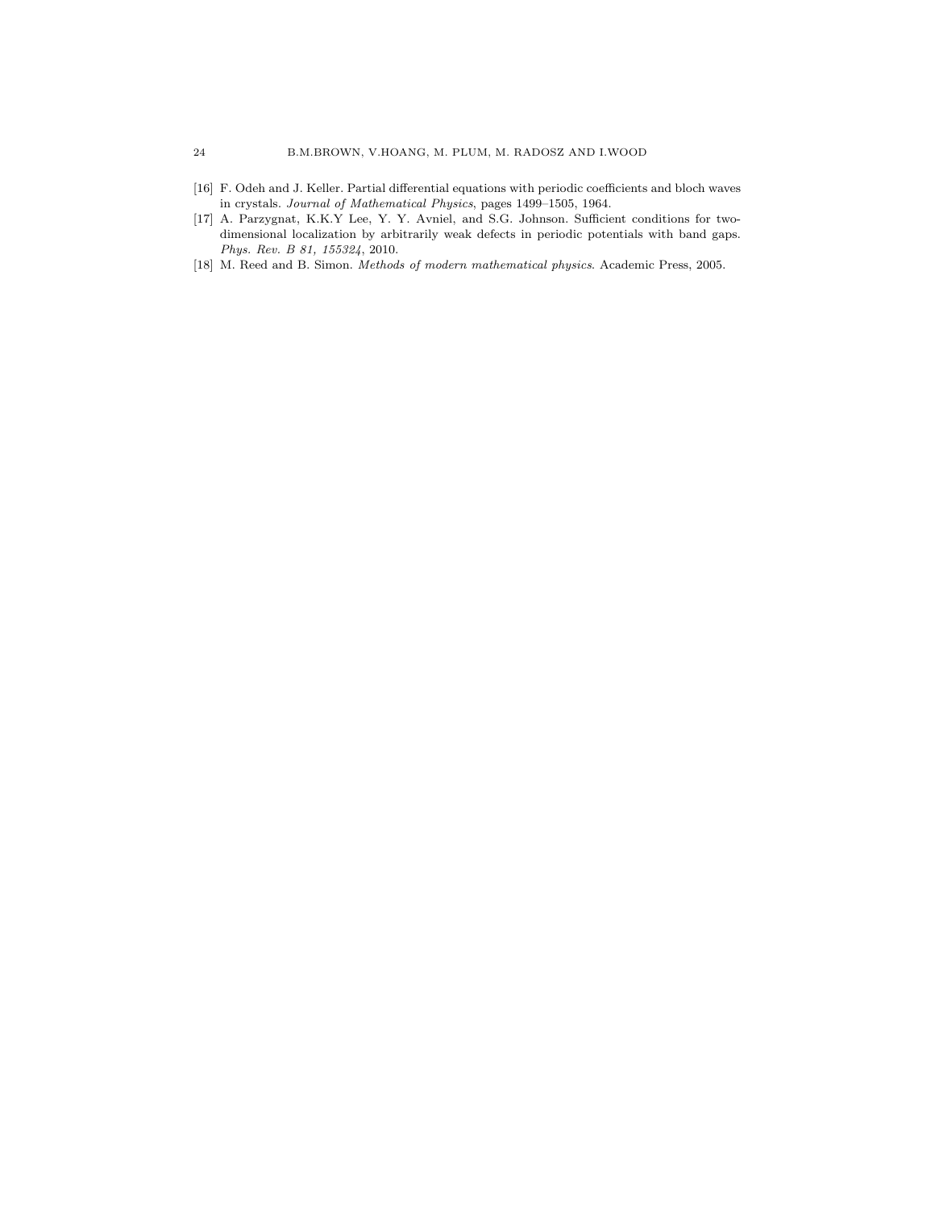[16] F. Odeh and J. Keller. Partial differential equations with periodic coefficients and bloch waves in crystals. *Journal of Mathematical Physics*, pages 1499–1505, 1964.

[17] A. Parzygnat, K.K.Y Lee, Y. Y. Avniel, and S.G. Johnson. Sufficient conditions for two-dimensional localization by arbitrarily weak defects in periodic potentials with band gaps. *Phys. Rev. B 81, 155324*, 2010.

[18] M. Reed and B. Simon. *Methods of modern mathematical physics*. Academic Press, 2005.